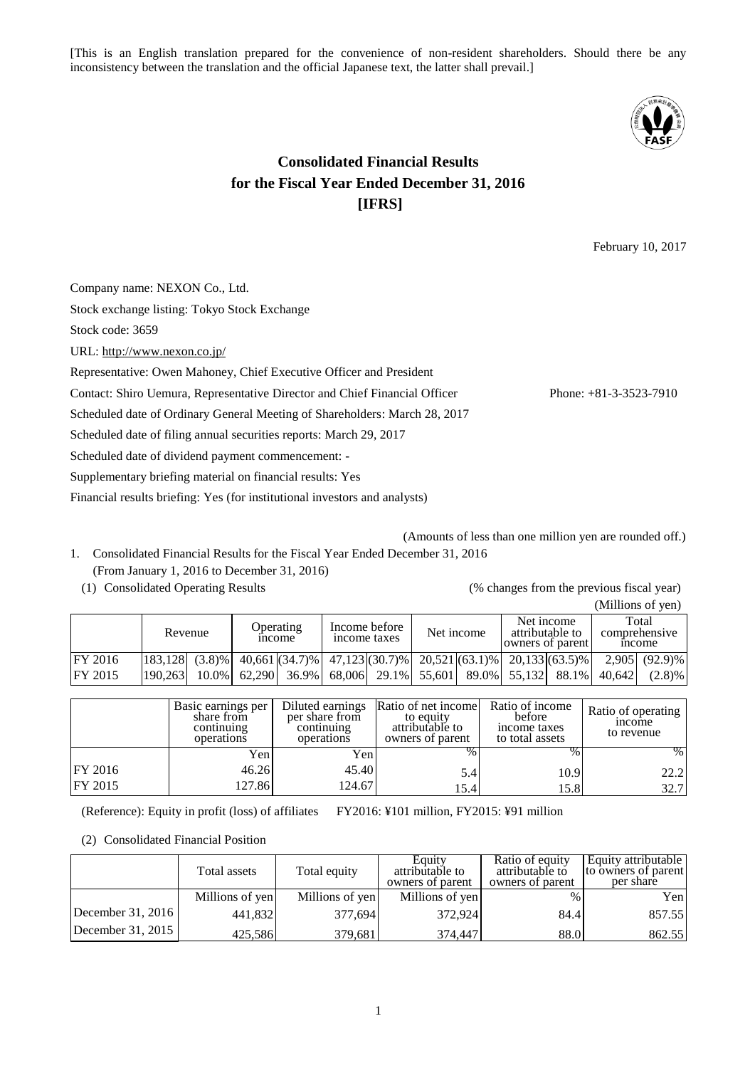[This is an English translation prepared for the convenience of non-resident shareholders. Should there be any inconsistency between the translation and the official Japanese text, the latter shall prevail.]

# Consolidated Financial Results for the Fiscal Year Ended December 31, 2016 [IFRS]

February 10, 2017

Company name: NEXON Co., Ltd.

Stock exchange listing: Tokyo Stock Exchange

Stock code: 3659

URL: http://www.nexon.co.jp/

Representative: Owen Mahoney, Chief Executive Officer and President

Contact: Shiro Uemura, Representative Director and Chief Financial Officer Phone: +81-3-3523-7910

Scheduled date of Ordinary General Meeting of Shareholders: March 28, 2017

Scheduled date of filing annual securities reports: March 29, 2017

Scheduled date of dividend payment commencement: -

Supplementary briefing material on financial results: Yes

Financial results briefing: Yes (for institutional investors and analysts)

(Amounts of less than one million yen are rounded off.)

1. Consolidated Financial Results for the Fiscal Year Ended December 31, 2016 (From January 1, 2016 to December 31, 2016)

(1) Consolidated Operating Results (% changes from the previous fiscal year)

(Millions of yen)

| | Revenue | | Operating income | | Income before income taxes | | Net income | | Net income attributable to owners of parent | | Total comprehensive income | |
|---|---|---|---|---|---|---|---|---|---|---|---|---|
| FY 2016 | 183,128 | (3.8)% | 40,661 | (34.7)% | 47,123 | (30.7)% | 20,521 | (63.1)% | 20,133 | (63.5)% | 2,905 | (92.9)% |
| FY 2015 | 190,263 | 10.0% | 62,290 | 36.9% | 68,006 | 29.1% | 55,601 | 89.0% | 55,132 | 88.1% | 40,642 | (2.8)% |

| | Basic earnings per share from continuing operations | Diluted earnings per share from continuing operations | Ratio of net income to equity attributable to owners of parent | Ratio of income before income taxes to total assets | Ratio of operating income to revenue |
|---|---|---|---|---|---|
| | Yen | Yen | % | % | % |
| FY 2016 | 46.26 | 45.40 | 5.4 | 10.9 | 22.2 |
| FY 2015 | 127.86 | 124.67 | 15.4 | 15.8 | 32.7 |

(Reference): Equity in profit (loss) of affiliates FY2016: ¥101 million, FY2015: ¥91 million

(2) Consolidated Financial Position

| | Total assets | Total equity | Equity attributable to owners of parent | Ratio of equity attributable to owners of parent | Equity attributable to owners of parent per share |
|---|---|---|---|---|---|
| | Millions of yen | Millions of yen | Millions of yen | % | Yen |
| December 31, 2016 | 441,832 | 377,694 | 372,924 | 84.4 | 857.55 |
| December 31, 2015 | 425,586 | 379,681 | 374,447 | 88.0 | 862.55 |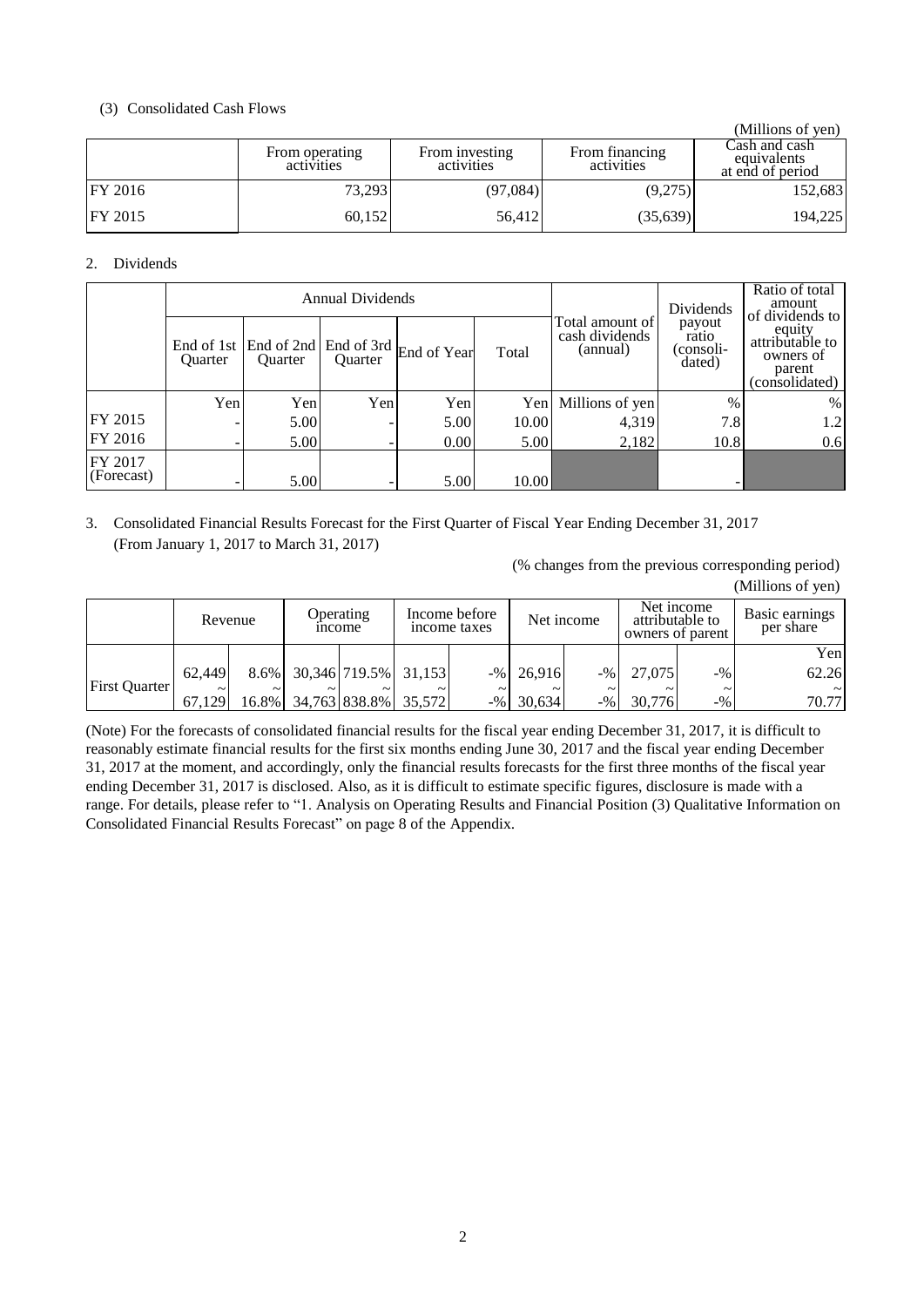(3) Consolidated Cash Flows

(Millions of yen)

| | From operating activities | From investing activities | From financing activities | Cash and cash equivalents at end of period |
|---|---|---|---|---|
| FY 2016 | 73,293 | (97,084) | (9,275) | 152,683 |
| FY 2015 | 60,152 | 56,412 | (35,639) | 194,225 |

2. Dividends

| | Annual Dividends | | | | | Total amount of cash dividends (annual) | Dividends payout ratio (consolidated) | Ratio of total amount of dividends to equity attributable to owners of parent (consolidated) |
|---|---|---|---|---|---|---|---|---|
| | End of 1st Quarter | End of 2nd Quarter | End of 3rd Quarter | End of Year | Total | | | |
| | Yen | Yen | Yen | Yen | Yen | Millions of yen | % | % |
| FY 2015 | - | 5.00 | - | 5.00 | 10.00 | 4,319 | 7.8 | 1.2 |
| FY 2016 | - | 5.00 | - | 0.00 | 5.00 | 2,182 | 10.8 | 0.6 |
| FY 2017 (Forecast) | - | 5.00 | - | 5.00 | 10.00 | | - | |

3. Consolidated Financial Results Forecast for the First Quarter of Fiscal Year Ending December 31, 2017 (From January 1, 2017 to March 31, 2017)

(% changes from the previous corresponding period)

(Millions of yen)

| | Revenue | | Operating income | | Income before income taxes | | Net income | | Net income attributable to owners of parent | | Basic earnings per share |
|---|---|---|---|---|---|---|---|---|---|---|---|
| | | | | | | | | | | | Yen |
| First Quarter | 62,449 ~ 67,129 | 8.6% ~ 16.8% | 30,346 ~ 34,763 | 719.5% ~ 838.8% | 31,153 ~ 35,572 | -% ~ -% | 26,916 ~ 30,634 | -% ~ -% | 27,075 ~ 30,776 | -% ~ -% | 62.26 ~ 70.77 |

(Note) For the forecasts of consolidated financial results for the fiscal year ending December 31, 2017, it is difficult to reasonably estimate financial results for the first six months ending June 30, 2017 and the fiscal year ending December 31, 2017 at the moment, and accordingly, only the financial results forecasts for the first three months of the fiscal year ending December 31, 2017 is disclosed. Also, as it is difficult to estimate specific figures, disclosure is made with a range. For details, please refer to "1. Analysis on Operating Results and Financial Position (3) Qualitative Information on Consolidated Financial Results Forecast" on page 8 of the Appendix.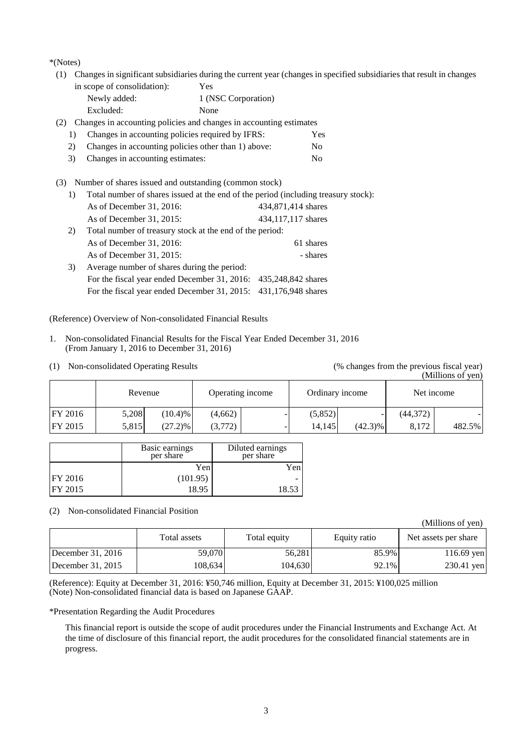*(Notes)

(1) Changes in significant subsidiaries during the current year (changes in specified subsidiaries that result in changes in scope of consolidation): Yes

Newly added: 1 (NSC Corporation)

Excluded: None

(2) Changes in accounting policies and changes in accounting estimates

1) Changes in accounting policies required by IFRS: Yes

2) Changes in accounting policies other than 1) above: No

3) Changes in accounting estimates: No

(3) Number of shares issued and outstanding (common stock)

1) Total number of shares issued at the end of the period (including treasury stock):

As of December 31, 2016: 434,871,414 shares

As of December 31, 2015: 434,117,117 shares

2) Total number of treasury stock at the end of the period:

As of December 31, 2016: 61 shares

As of December 31, 2015: - shares

3) Average number of shares during the period:

For the fiscal year ended December 31, 2016: 435,248,842 shares

For the fiscal year ended December 31, 2015: 431,176,948 shares

(Reference) Overview of Non-consolidated Financial Results

1. Non-consolidated Financial Results for the Fiscal Year Ended December 31, 2016
(From January 1, 2016 to December 31, 2016)

(1) Non-consolidated Operating Results (% changes from the previous fiscal year)

(Millions of yen)

| | Revenue | | Operating income | | Ordinary income | | Net income | |
|---|---|---|---|---|---|---|---|---|
| FY 2016 | 5,208 | (10.4)% | (4,662) | - | (5,852) | - | (44,372) | - |
| FY 2015 | 5,815 | (27.2)% | (3,772) | - | 14,145 | (42.3)% | 8,172 | 482.5% |

| | Basic earnings per share | Diluted earnings per share |
|---|---|---|
| | Yen | Yen |
| FY 2016 | (101.95) | - |
| FY 2015 | 18.95 | 18.53 |

(2) Non-consolidated Financial Position

(Millions of yen)

| | Total assets | Total equity | Equity ratio | Net assets per share |
|---|---|---|---|---|
| December 31, 2016 | 59,070 | 56,281 | 85.9% | 116.69 yen |
| December 31, 2015 | 108,634 | 104,630 | 92.1% | 230.41 yen |

(Reference): Equity at December 31, 2016: ¥50,746 million, Equity at December 31, 2015: ¥100,025 million
(Note) Non-consolidated financial data is based on Japanese GAAP.

*Presentation Regarding the Audit Procedures

This financial report is outside the scope of audit procedures under the Financial Instruments and Exchange Act. At the time of disclosure of this financial report, the audit procedures for the consolidated financial statements are in progress.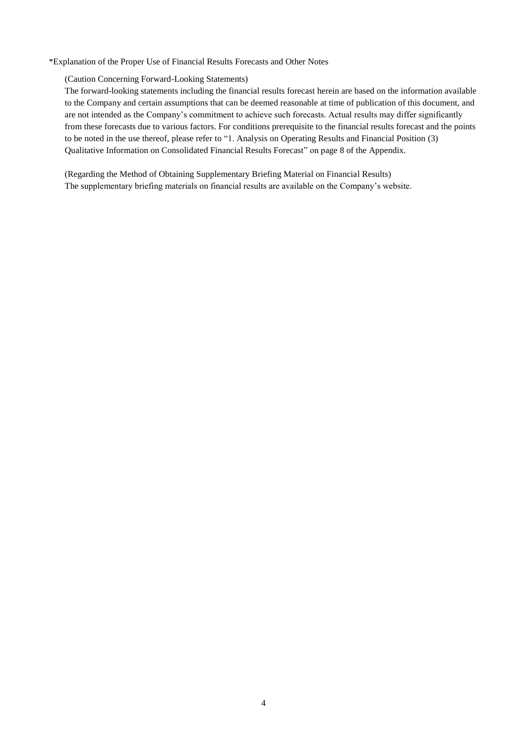*Explanation of the Proper Use of Financial Results Forecasts and Other Notes

(Caution Concerning Forward-Looking Statements)

The forward-looking statements including the financial results forecast herein are based on the information available to the Company and certain assumptions that can be deemed reasonable at time of publication of this document, and are not intended as the Company's commitment to achieve such forecasts. Actual results may differ significantly from these forecasts due to various factors. For conditions prerequisite to the financial results forecast and the points to be noted in the use thereof, please refer to "1. Analysis on Operating Results and Financial Position (3) Qualitative Information on Consolidated Financial Results Forecast" on page 8 of the Appendix.

(Regarding the Method of Obtaining Supplementary Briefing Material on Financial Results)

The supplementary briefing materials on financial results are available on the Company's website.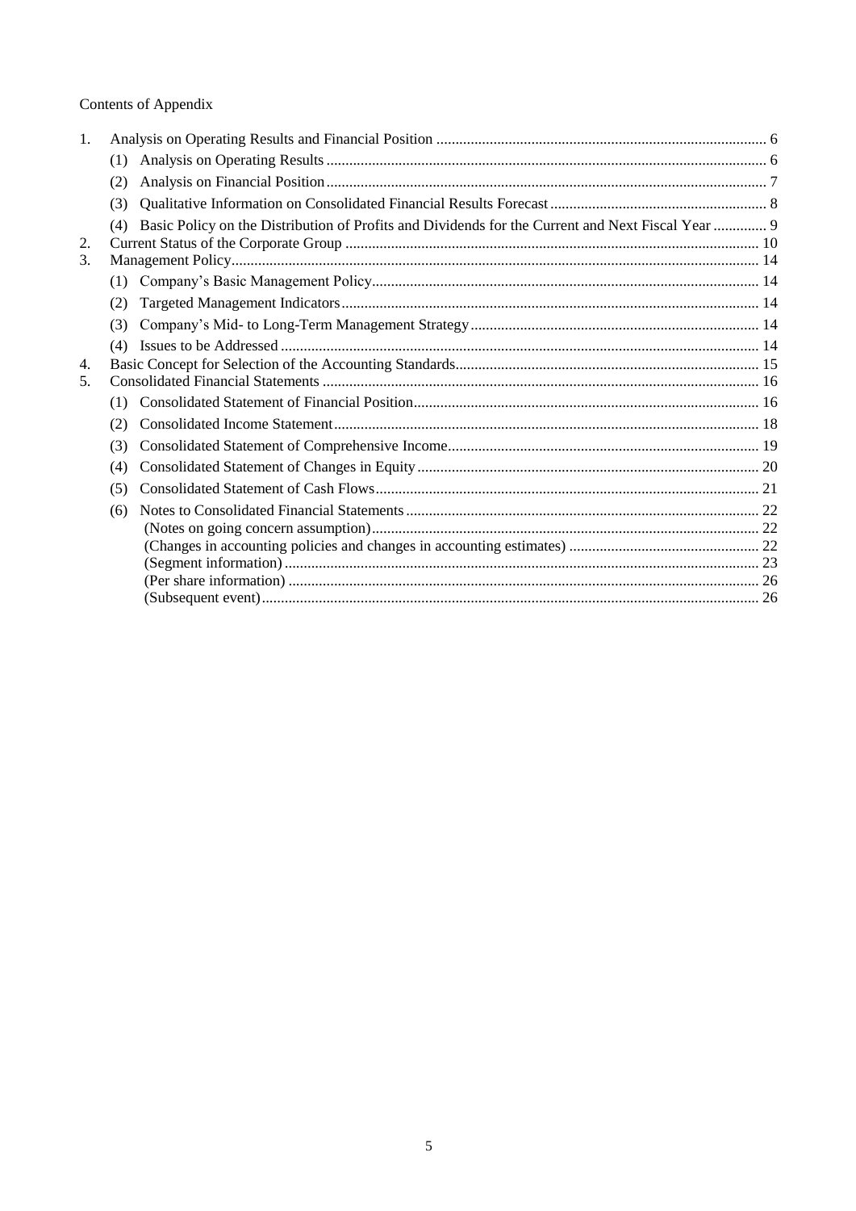Contents of Appendix

1. Analysis on Operating Results and Financial Position ... 6
   - (1) Analysis on Operating Results ... 6
   - (2) Analysis on Financial Position ... 7
   - (3) Qualitative Information on Consolidated Financial Results Forecast ... 8
   - (4) Basic Policy on the Distribution of Profits and Dividends for the Current and Next Fiscal Year ... 9
2. Current Status of the Corporate Group ... 10
3. Management Policy ... 14
   - (1) Company's Basic Management Policy ... 14
   - (2) Targeted Management Indicators ... 14
   - (3) Company's Mid- to Long-Term Management Strategy ... 14
   - (4) Issues to be Addressed ... 14
4. Basic Concept for Selection of the Accounting Standards ... 15
5. Consolidated Financial Statements ... 16
   - (1) Consolidated Statement of Financial Position ... 16
   - (2) Consolidated Income Statement ... 18
   - (3) Consolidated Statement of Comprehensive Income ... 19
   - (4) Consolidated Statement of Changes in Equity ... 20
   - (5) Consolidated Statement of Cash Flows ... 21
   - (6) Notes to Consolidated Financial Statements ... 22
     - (Notes on going concern assumption) ... 22
     - (Changes in accounting policies and changes in accounting estimates) ... 22
     - (Segment information) ... 23
     - (Per share information) ... 26
     - (Subsequent event) ... 26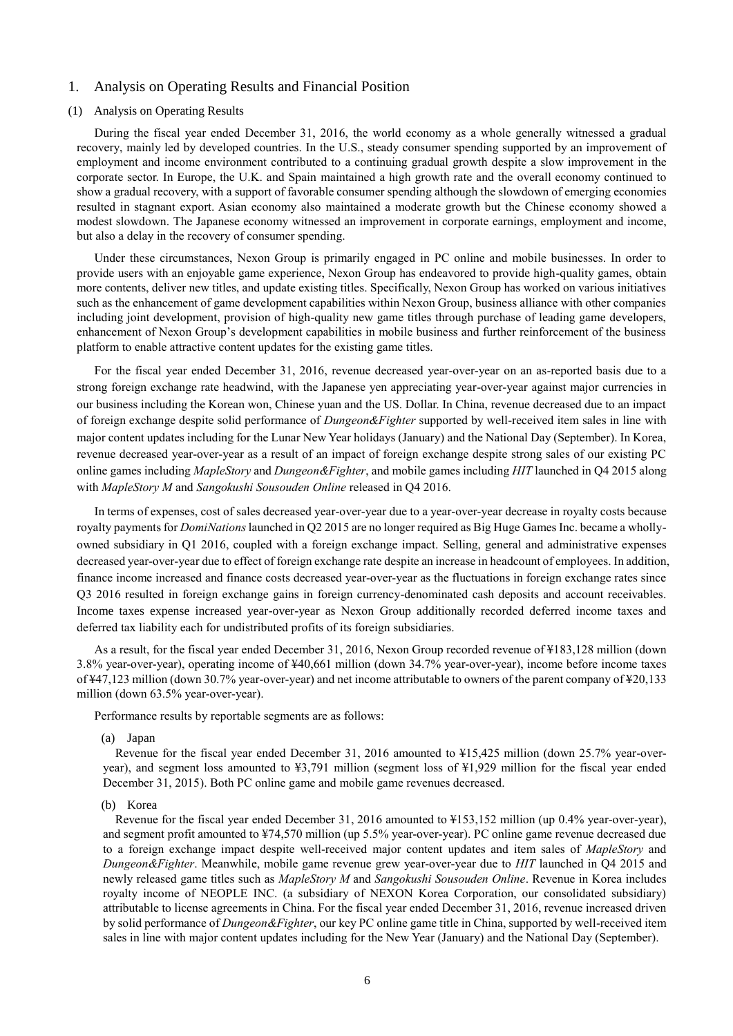# 1. Analysis on Operating Results and Financial Position

## (1) Analysis on Operating Results

During the fiscal year ended December 31, 2016, the world economy as a whole generally witnessed a gradual recovery, mainly led by developed countries. In the U.S., steady consumer spending supported by an improvement of employment and income environment contributed to a continuing gradual growth despite a slow improvement in the corporate sector. In Europe, the U.K. and Spain maintained a high growth rate and the overall economy continued to show a gradual recovery, with a support of favorable consumer spending although the slowdown of emerging economies resulted in stagnant export. Asian economy also maintained a moderate growth but the Chinese economy showed a modest slowdown. The Japanese economy witnessed an improvement in corporate earnings, employment and income, but also a delay in the recovery of consumer spending.

Under these circumstances, Nexon Group is primarily engaged in PC online and mobile businesses. In order to provide users with an enjoyable game experience, Nexon Group has endeavored to provide high-quality games, obtain more contents, deliver new titles, and update existing titles. Specifically, Nexon Group has worked on various initiatives such as the enhancement of game development capabilities within Nexon Group, business alliance with other companies including joint development, provision of high-quality new game titles through purchase of leading game developers, enhancement of Nexon Group's development capabilities in mobile business and further reinforcement of the business platform to enable attractive content updates for the existing game titles.

For the fiscal year ended December 31, 2016, revenue decreased year-over-year on an as-reported basis due to a strong foreign exchange rate headwind, with the Japanese yen appreciating year-over-year against major currencies in our business including the Korean won, Chinese yuan and the US. Dollar. In China, revenue decreased due to an impact of foreign exchange despite solid performance of *Dungeon&Fighter* supported by well-received item sales in line with major content updates including for the Lunar New Year holidays (January) and the National Day (September). In Korea, revenue decreased year-over-year as a result of an impact of foreign exchange despite strong sales of our existing PC online games including *MapleStory* and *Dungeon&Fighter*, and mobile games including *HIT* launched in Q4 2015 along with *MapleStory M* and *Sangokushi Sousouden Online* released in Q4 2016.

In terms of expenses, cost of sales decreased year-over-year due to a year-over-year decrease in royalty costs because royalty payments for *DomiNations* launched in Q2 2015 are no longer required as Big Huge Games Inc. became a wholly-owned subsidiary in Q1 2016, coupled with a foreign exchange impact. Selling, general and administrative expenses decreased year-over-year due to effect of foreign exchange rate despite an increase in headcount of employees. In addition, finance income increased and finance costs decreased year-over-year as the fluctuations in foreign exchange rates since Q3 2016 resulted in foreign exchange gains in foreign currency-denominated cash deposits and account receivables. Income taxes expense increased year-over-year as Nexon Group additionally recorded deferred income taxes and deferred tax liability each for undistributed profits of its foreign subsidiaries.

As a result, for the fiscal year ended December 31, 2016, Nexon Group recorded revenue of ¥183,128 million (down 3.8% year-over-year), operating income of ¥40,661 million (down 34.7% year-over-year), income before income taxes of ¥47,123 million (down 30.7% year-over-year) and net income attributable to owners of the parent company of ¥20,133 million (down 63.5% year-over-year).

Performance results by reportable segments are as follows:

(a) Japan

Revenue for the fiscal year ended December 31, 2016 amounted to ¥15,425 million (down 25.7% year-over-year), and segment loss amounted to ¥3,791 million (segment loss of ¥1,929 million for the fiscal year ended December 31, 2015). Both PC online game and mobile game revenues decreased.

(b) Korea

Revenue for the fiscal year ended December 31, 2016 amounted to ¥153,152 million (up 0.4% year-over-year), and segment profit amounted to ¥74,570 million (up 5.5% year-over-year). PC online game revenue decreased due to a foreign exchange impact despite well-received major content updates and item sales of *MapleStory* and *Dungeon&Fighter*. Meanwhile, mobile game revenue grew year-over-year due to *HIT* launched in Q4 2015 and newly released game titles such as *MapleStory M* and *Sangokushi Sousouden Online*. Revenue in Korea includes royalty income of NEOPLE INC. (a subsidiary of NEXON Korea Corporation, our consolidated subsidiary) attributable to license agreements in China. For the fiscal year ended December 31, 2016, revenue increased driven by solid performance of *Dungeon&Fighter*, our key PC online game title in China, supported by well-received item sales in line with major content updates including for the New Year (January) and the National Day (September).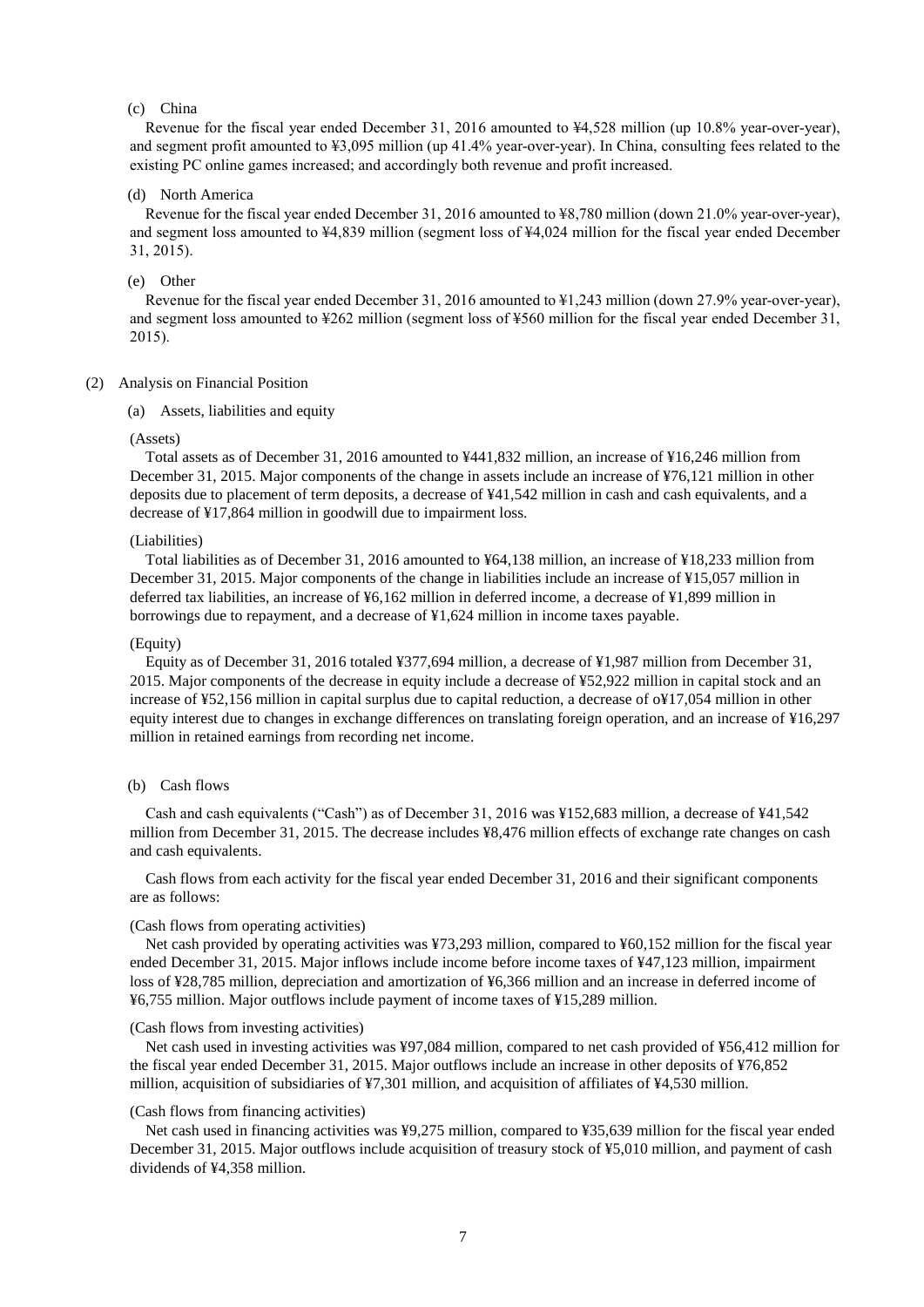(c) China

Revenue for the fiscal year ended December 31, 2016 amounted to ¥4,528 million (up 10.8% year-over-year), and segment profit amounted to ¥3,095 million (up 41.4% year-over-year). In China, consulting fees related to the existing PC online games increased; and accordingly both revenue and profit increased.

(d) North America

Revenue for the fiscal year ended December 31, 2016 amounted to ¥8,780 million (down 21.0% year-over-year), and segment loss amounted to ¥4,839 million (segment loss of ¥4,024 million for the fiscal year ended December 31, 2015).

(e) Other

Revenue for the fiscal year ended December 31, 2016 amounted to ¥1,243 million (down 27.9% year-over-year), and segment loss amounted to ¥262 million (segment loss of ¥560 million for the fiscal year ended December 31, 2015).

## (2) Analysis on Financial Position

### (a) Assets, liabilities and equity

(Assets)

Total assets as of December 31, 2016 amounted to ¥441,832 million, an increase of ¥16,246 million from December 31, 2015. Major components of the change in assets include an increase of ¥76,121 million in other deposits due to placement of term deposits, a decrease of ¥41,542 million in cash and cash equivalents, and a decrease of ¥17,864 million in goodwill due to impairment loss.

(Liabilities)

Total liabilities as of December 31, 2016 amounted to ¥64,138 million, an increase of ¥18,233 million from December 31, 2015. Major components of the change in liabilities include an increase of ¥15,057 million in deferred tax liabilities, an increase of ¥6,162 million in deferred income, a decrease of ¥1,899 million in borrowings due to repayment, and a decrease of ¥1,624 million in income taxes payable.

(Equity)

Equity as of December 31, 2016 totaled ¥377,694 million, a decrease of ¥1,987 million from December 31, 2015. Major components of the decrease in equity include a decrease of ¥52,922 million in capital stock and an increase of ¥52,156 million in capital surplus due to capital reduction, a decrease of o¥17,054 million in other equity interest due to changes in exchange differences on translating foreign operation, and an increase of ¥16,297 million in retained earnings from recording net income.

### (b) Cash flows

Cash and cash equivalents ("Cash") as of December 31, 2016 was ¥152,683 million, a decrease of ¥41,542 million from December 31, 2015. The decrease includes ¥8,476 million effects of exchange rate changes on cash and cash equivalents.

Cash flows from each activity for the fiscal year ended December 31, 2016 and their significant components are as follows:

(Cash flows from operating activities)

Net cash provided by operating activities was ¥73,293 million, compared to ¥60,152 million for the fiscal year ended December 31, 2015. Major inflows include income before income taxes of ¥47,123 million, impairment loss of ¥28,785 million, depreciation and amortization of ¥6,366 million and an increase in deferred income of ¥6,755 million. Major outflows include payment of income taxes of ¥15,289 million.

(Cash flows from investing activities)

Net cash used in investing activities was ¥97,084 million, compared to net cash provided of ¥56,412 million for the fiscal year ended December 31, 2015. Major outflows include an increase in other deposits of ¥76,852 million, acquisition of subsidiaries of ¥7,301 million, and acquisition of affiliates of ¥4,530 million.

(Cash flows from financing activities)

Net cash used in financing activities was ¥9,275 million, compared to ¥35,639 million for the fiscal year ended December 31, 2015. Major outflows include acquisition of treasury stock of ¥5,010 million, and payment of cash dividends of ¥4,358 million.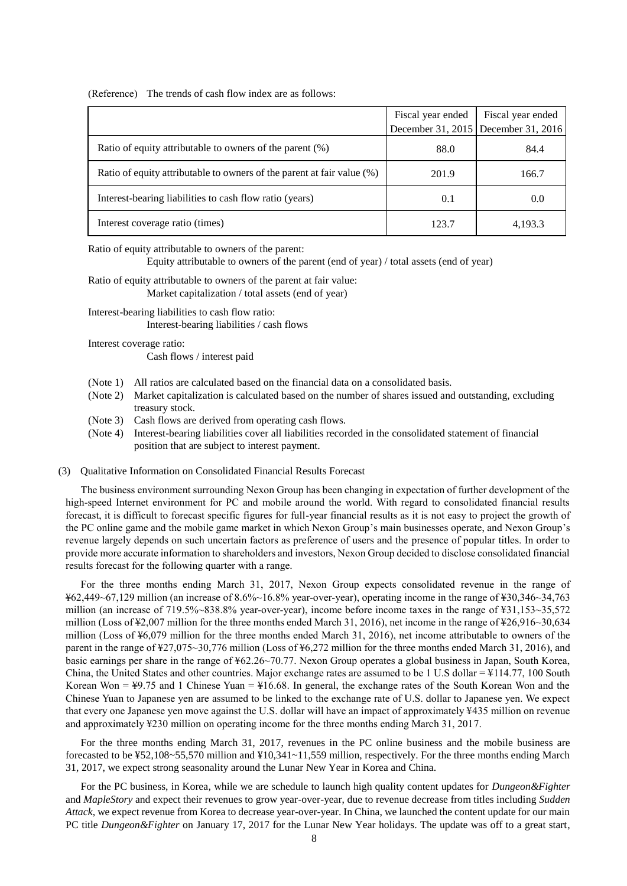(Reference) The trends of cash flow index are as follows:

| | Fiscal year ended December 31, 2015 | Fiscal year ended December 31, 2016 |
|---|---|---|
| Ratio of equity attributable to owners of the parent (%) | 88.0 | 84.4 |
| Ratio of equity attributable to owners of the parent at fair value (%) | 201.9 | 166.7 |
| Interest-bearing liabilities to cash flow ratio (years) | 0.1 | 0.0 |
| Interest coverage ratio (times) | 123.7 | 4,193.3 |

Ratio of equity attributable to owners of the parent:
Equity attributable to owners of the parent (end of year) / total assets (end of year)

Ratio of equity attributable to owners of the parent at fair value:
Market capitalization / total assets (end of year)

Interest-bearing liabilities to cash flow ratio:
Interest-bearing liabilities / cash flows

Interest coverage ratio:
Cash flows / interest paid

(Note 1) All ratios are calculated based on the financial data on a consolidated basis.
(Note 2) Market capitalization is calculated based on the number of shares issued and outstanding, excluding treasury stock.
(Note 3) Cash flows are derived from operating cash flows.
(Note 4) Interest-bearing liabilities cover all liabilities recorded in the consolidated statement of financial position that are subject to interest payment.

(3) Qualitative Information on Consolidated Financial Results Forecast

The business environment surrounding Nexon Group has been changing in expectation of further development of the high-speed Internet environment for PC and mobile around the world. With regard to consolidated financial results forecast, it is difficult to forecast specific figures for full-year financial results as it is not easy to project the growth of the PC online game and the mobile game market in which Nexon Group's main businesses operate, and Nexon Group's revenue largely depends on such uncertain factors as preference of users and the presence of popular titles. In order to provide more accurate information to shareholders and investors, Nexon Group decided to disclose consolidated financial results forecast for the following quarter with a range.

For the three months ending March 31, 2017, Nexon Group expects consolidated revenue in the range of ¥62,449~67,129 million (an increase of 8.6%~16.8% year-over-year), operating income in the range of ¥30,346~34,763 million (an increase of 719.5%~838.8% year-over-year), income before income taxes in the range of ¥31,153~35,572 million (Loss of ¥2,007 million for the three months ended March 31, 2016), net income in the range of ¥26,916~30,634 million (Loss of ¥6,079 million for the three months ended March 31, 2016), net income attributable to owners of the parent in the range of ¥27,075~30,776 million (Loss of ¥6,272 million for the three months ended March 31, 2016), and basic earnings per share in the range of ¥62.26~70.77. Nexon Group operates a global business in Japan, South Korea, China, the United States and other countries. Major exchange rates are assumed to be 1 U.S dollar = ¥114.77, 100 South Korean Won = ¥9.75 and 1 Chinese Yuan = ¥16.68. In general, the exchange rates of the South Korean Won and the Chinese Yuan to Japanese yen are assumed to be linked to the exchange rate of U.S. dollar to Japanese yen. We expect that every one Japanese yen move against the U.S. dollar will have an impact of approximately ¥435 million on revenue and approximately ¥230 million on operating income for the three months ending March 31, 2017.

For the three months ending March 31, 2017, revenues in the PC online business and the mobile business are forecasted to be ¥52,108~55,570 million and ¥10,341~11,559 million, respectively. For the three months ending March 31, 2017, we expect strong seasonality around the Lunar New Year in Korea and China.

For the PC business, in Korea, while we are schedule to launch high quality content updates for *Dungeon&Fighter* and *MapleStory* and expect their revenues to grow year-over-year, due to revenue decrease from titles including *Sudden Attack*, we expect revenue from Korea to decrease year-over-year. In China, we launched the content update for our main PC title *Dungeon&Fighter* on January 17, 2017 for the Lunar New Year holidays. The update was off to a great start,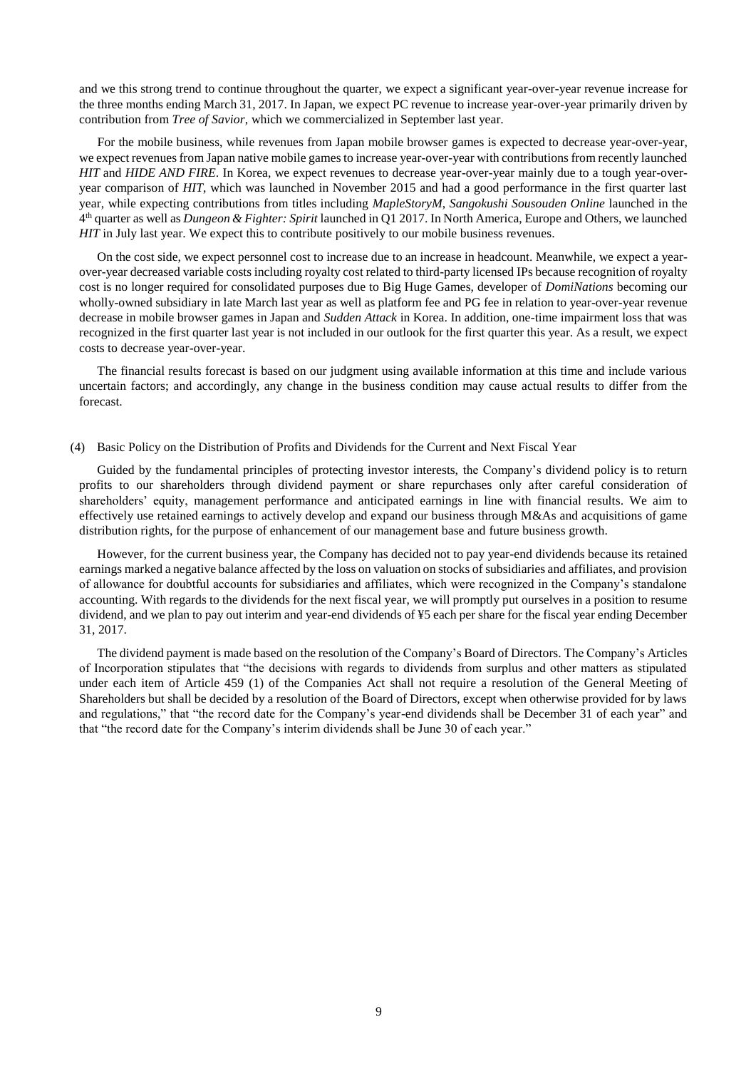and we this strong trend to continue throughout the quarter, we expect a significant year-over-year revenue increase for the three months ending March 31, 2017. In Japan, we expect PC revenue to increase year-over-year primarily driven by contribution from *Tree of Savior*, which we commercialized in September last year.

For the mobile business, while revenues from Japan mobile browser games is expected to decrease year-over-year, we expect revenues from Japan native mobile games to increase year-over-year with contributions from recently launched *HIT* and *HIDE AND FIRE*. In Korea, we expect revenues to decrease year-over-year mainly due to a tough year-over-year comparison of *HIT*, which was launched in November 2015 and had a good performance in the first quarter last year, while expecting contributions from titles including *MapleStoryM*, *Sangokushi Sousouden Online* launched in the 4th quarter as well as *Dungeon & Fighter: Spirit* launched in Q1 2017. In North America, Europe and Others, we launched *HIT* in July last year. We expect this to contribute positively to our mobile business revenues.

On the cost side, we expect personnel cost to increase due to an increase in headcount. Meanwhile, we expect a year-over-year decreased variable costs including royalty cost related to third-party licensed IPs because recognition of royalty cost is no longer required for consolidated purposes due to Big Huge Games, developer of *DomiNations* becoming our wholly-owned subsidiary in late March last year as well as platform fee and PG fee in relation to year-over-year revenue decrease in mobile browser games in Japan and *Sudden Attack* in Korea. In addition, one-time impairment loss that was recognized in the first quarter last year is not included in our outlook for the first quarter this year. As a result, we expect costs to decrease year-over-year.

The financial results forecast is based on our judgment using available information at this time and include various uncertain factors; and accordingly, any change in the business condition may cause actual results to differ from the forecast.

(4) Basic Policy on the Distribution of Profits and Dividends for the Current and Next Fiscal Year

Guided by the fundamental principles of protecting investor interests, the Company's dividend policy is to return profits to our shareholders through dividend payment or share repurchases only after careful consideration of shareholders' equity, management performance and anticipated earnings in line with financial results. We aim to effectively use retained earnings to actively develop and expand our business through M&As and acquisitions of game distribution rights, for the purpose of enhancement of our management base and future business growth.

However, for the current business year, the Company has decided not to pay year-end dividends because its retained earnings marked a negative balance affected by the loss on valuation on stocks of subsidiaries and affiliates, and provision of allowance for doubtful accounts for subsidiaries and affiliates, which were recognized in the Company's standalone accounting. With regards to the dividends for the next fiscal year, we will promptly put ourselves in a position to resume dividend, and we plan to pay out interim and year-end dividends of ¥5 each per share for the fiscal year ending December 31, 2017.

The dividend payment is made based on the resolution of the Company's Board of Directors. The Company's Articles of Incorporation stipulates that "the decisions with regards to dividends from surplus and other matters as stipulated under each item of Article 459 (1) of the Companies Act shall not require a resolution of the General Meeting of Shareholders but shall be decided by a resolution of the Board of Directors, except when otherwise provided for by laws and regulations," that "the record date for the Company's year-end dividends shall be December 31 of each year" and that "the record date for the Company's interim dividends shall be June 30 of each year."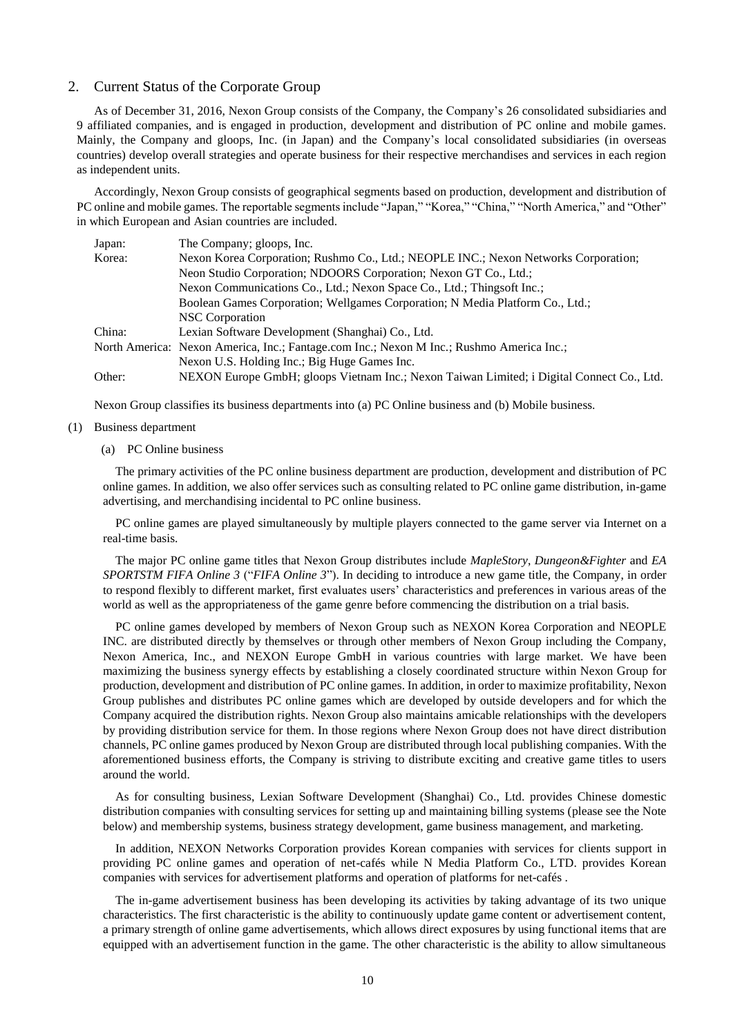## 2. Current Status of the Corporate Group

As of December 31, 2016, Nexon Group consists of the Company, the Company's 26 consolidated subsidiaries and 9 affiliated companies, and is engaged in production, development and distribution of PC online and mobile games. Mainly, the Company and gloops, Inc. (in Japan) and the Company's local consolidated subsidiaries (in overseas countries) develop overall strategies and operate business for their respective merchandises and services in each region as independent units.

Accordingly, Nexon Group consists of geographical segments based on production, development and distribution of PC online and mobile games. The reportable segments include "Japan," "Korea," "China," "North America," and "Other" in which European and Asian countries are included.

| | |
|---|---|
| Japan: | The Company; gloops, Inc. |
| Korea: | Nexon Korea Corporation; Rushmo Co., Ltd.; NEOPLE INC.; Nexon Networks Corporation; Neon Studio Corporation; NDOORS Corporation; Nexon GT Co., Ltd.; Nexon Communications Co., Ltd.; Nexon Space Co., Ltd.; Thingsoft Inc.; Boolean Games Corporation; Wellgames Corporation; N Media Platform Co., Ltd.; NSC Corporation |
| China: | Lexian Software Development (Shanghai) Co., Ltd. |
| North America: | Nexon America, Inc.; Fantage.com Inc.; Nexon M Inc.; Rushmo America Inc.; Nexon U.S. Holding Inc.; Big Huge Games Inc. |
| Other: | NEXON Europe GmbH; gloops Vietnam Inc.; Nexon Taiwan Limited; i Digital Connect Co., Ltd. |

Nexon Group classifies its business departments into (a) PC Online business and (b) Mobile business.

(1) Business department

(a) PC Online business

The primary activities of the PC online business department are production, development and distribution of PC online games. In addition, we also offer services such as consulting related to PC online game distribution, in-game advertising, and merchandising incidental to PC online business.

PC online games are played simultaneously by multiple players connected to the game server via Internet on a real-time basis.

The major PC online game titles that Nexon Group distributes include *MapleStory*, *Dungeon&Fighter* and *EA SPORTSTM FIFA Online 3* ("*FIFA Online 3*"). In deciding to introduce a new game title, the Company, in order to respond flexibly to different market, first evaluates users' characteristics and preferences in various areas of the world as well as the appropriateness of the game genre before commencing the distribution on a trial basis.

PC online games developed by members of Nexon Group such as NEXON Korea Corporation and NEOPLE INC. are distributed directly by themselves or through other members of Nexon Group including the Company, Nexon America, Inc., and NEXON Europe GmbH in various countries with large market. We have been maximizing the business synergy effects by establishing a closely coordinated structure within Nexon Group for production, development and distribution of PC online games. In addition, in order to maximize profitability, Nexon Group publishes and distributes PC online games which are developed by outside developers and for which the Company acquired the distribution rights. Nexon Group also maintains amicable relationships with the developers by providing distribution service for them. In those regions where Nexon Group does not have direct distribution channels, PC online games produced by Nexon Group are distributed through local publishing companies. With the aforementioned business efforts, the Company is striving to distribute exciting and creative game titles to users around the world.

As for consulting business, Lexian Software Development (Shanghai) Co., Ltd. provides Chinese domestic distribution companies with consulting services for setting up and maintaining billing systems (please see the Note below) and membership systems, business strategy development, game business management, and marketing.

In addition, NEXON Networks Corporation provides Korean companies with services for clients support in providing PC online games and operation of net-cafés while N Media Platform Co., LTD. provides Korean companies with services for advertisement platforms and operation of platforms for net-cafés .

The in-game advertisement business has been developing its activities by taking advantage of its two unique characteristics. The first characteristic is the ability to continuously update game content or advertisement content, a primary strength of online game advertisements, which allows direct exposures by using functional items that are equipped with an advertisement function in the game. The other characteristic is the ability to allow simultaneous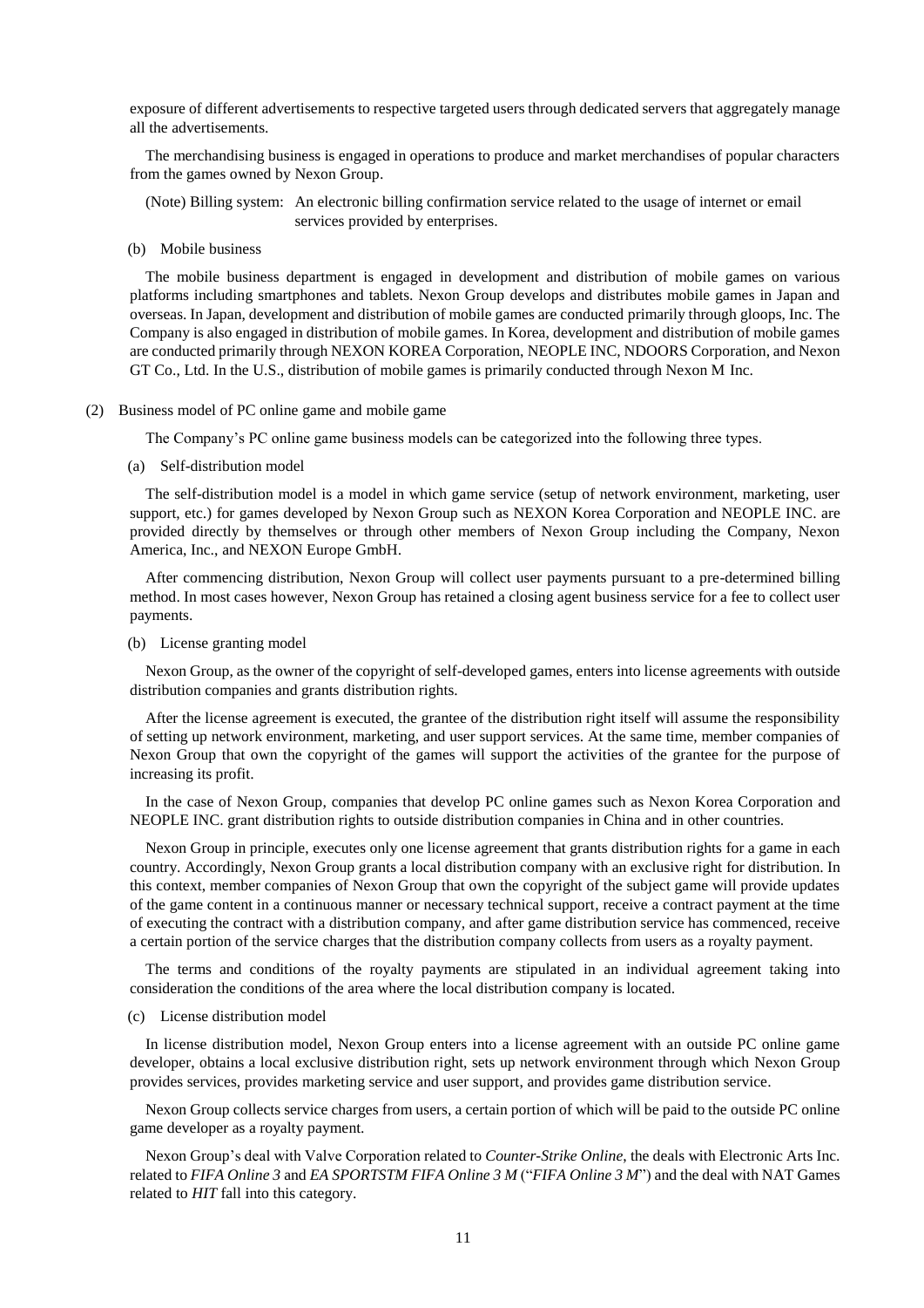exposure of different advertisements to respective targeted users through dedicated servers that aggregately manage all the advertisements.

The merchandising business is engaged in operations to produce and market merchandises of popular characters from the games owned by Nexon Group.

(Note) Billing system: An electronic billing confirmation service related to the usage of internet or email services provided by enterprises.

(b) Mobile business

The mobile business department is engaged in development and distribution of mobile games on various platforms including smartphones and tablets. Nexon Group develops and distributes mobile games in Japan and overseas. In Japan, development and distribution of mobile games are conducted primarily through gloops, Inc. The Company is also engaged in distribution of mobile games. In Korea, development and distribution of mobile games are conducted primarily through NEXON KOREA Corporation, NEOPLE INC, NDOORS Corporation, and Nexon GT Co., Ltd. In the U.S., distribution of mobile games is primarily conducted through Nexon M Inc.

(2) Business model of PC online game and mobile game

The Company's PC online game business models can be categorized into the following three types.

(a) Self-distribution model

The self-distribution model is a model in which game service (setup of network environment, marketing, user support, etc.) for games developed by Nexon Group such as NEXON Korea Corporation and NEOPLE INC. are provided directly by themselves or through other members of Nexon Group including the Company, Nexon America, Inc., and NEXON Europe GmbH.

After commencing distribution, Nexon Group will collect user payments pursuant to a pre-determined billing method. In most cases however, Nexon Group has retained a closing agent business service for a fee to collect user payments.

(b) License granting model

Nexon Group, as the owner of the copyright of self-developed games, enters into license agreements with outside distribution companies and grants distribution rights.

After the license agreement is executed, the grantee of the distribution right itself will assume the responsibility of setting up network environment, marketing, and user support services. At the same time, member companies of Nexon Group that own the copyright of the games will support the activities of the grantee for the purpose of increasing its profit.

In the case of Nexon Group, companies that develop PC online games such as Nexon Korea Corporation and NEOPLE INC. grant distribution rights to outside distribution companies in China and in other countries.

Nexon Group in principle, executes only one license agreement that grants distribution rights for a game in each country. Accordingly, Nexon Group grants a local distribution company with an exclusive right for distribution. In this context, member companies of Nexon Group that own the copyright of the subject game will provide updates of the game content in a continuous manner or necessary technical support, receive a contract payment at the time of executing the contract with a distribution company, and after game distribution service has commenced, receive a certain portion of the service charges that the distribution company collects from users as a royalty payment.

The terms and conditions of the royalty payments are stipulated in an individual agreement taking into consideration the conditions of the area where the local distribution company is located.

(c) License distribution model

In license distribution model, Nexon Group enters into a license agreement with an outside PC online game developer, obtains a local exclusive distribution right, sets up network environment through which Nexon Group provides services, provides marketing service and user support, and provides game distribution service.

Nexon Group collects service charges from users, a certain portion of which will be paid to the outside PC online game developer as a royalty payment.

Nexon Group's deal with Valve Corporation related to *Counter-Strike Online*, the deals with Electronic Arts Inc. related to *FIFA Online 3* and *EA SPORTSTM FIFA Online 3 M* ("*FIFA Online 3 M*") and the deal with NAT Games related to *HIT* fall into this category.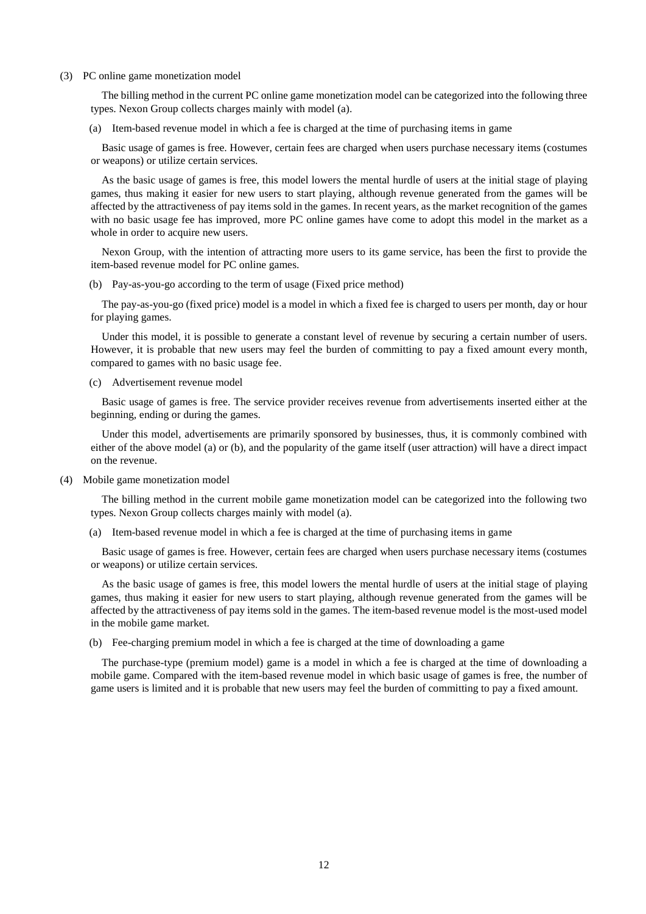### (3) PC online game monetization model

The billing method in the current PC online game monetization model can be categorized into the following three types. Nexon Group collects charges mainly with model (a).

(a) Item-based revenue model in which a fee is charged at the time of purchasing items in game

Basic usage of games is free. However, certain fees are charged when users purchase necessary items (costumes or weapons) or utilize certain services.

As the basic usage of games is free, this model lowers the mental hurdle of users at the initial stage of playing games, thus making it easier for new users to start playing, although revenue generated from the games will be affected by the attractiveness of pay items sold in the games. In recent years, as the market recognition of the games with no basic usage fee has improved, more PC online games have come to adopt this model in the market as a whole in order to acquire new users.

Nexon Group, with the intention of attracting more users to its game service, has been the first to provide the item-based revenue model for PC online games.

(b) Pay-as-you-go according to the term of usage (Fixed price method)

The pay-as-you-go (fixed price) model is a model in which a fixed fee is charged to users per month, day or hour for playing games.

Under this model, it is possible to generate a constant level of revenue by securing a certain number of users. However, it is probable that new users may feel the burden of committing to pay a fixed amount every month, compared to games with no basic usage fee.

(c) Advertisement revenue model

Basic usage of games is free. The service provider receives revenue from advertisements inserted either at the beginning, ending or during the games.

Under this model, advertisements are primarily sponsored by businesses, thus, it is commonly combined with either of the above model (a) or (b), and the popularity of the game itself (user attraction) will have a direct impact on the revenue.

### (4) Mobile game monetization model

The billing method in the current mobile game monetization model can be categorized into the following two types. Nexon Group collects charges mainly with model (a).

(a) Item-based revenue model in which a fee is charged at the time of purchasing items in game

Basic usage of games is free. However, certain fees are charged when users purchase necessary items (costumes or weapons) or utilize certain services.

As the basic usage of games is free, this model lowers the mental hurdle of users at the initial stage of playing games, thus making it easier for new users to start playing, although revenue generated from the games will be affected by the attractiveness of pay items sold in the games. The item-based revenue model is the most-used model in the mobile game market.

(b) Fee-charging premium model in which a fee is charged at the time of downloading a game

The purchase-type (premium model) game is a model in which a fee is charged at the time of downloading a mobile game. Compared with the item-based revenue model in which basic usage of games is free, the number of game users is limited and it is probable that new users may feel the burden of committing to pay a fixed amount.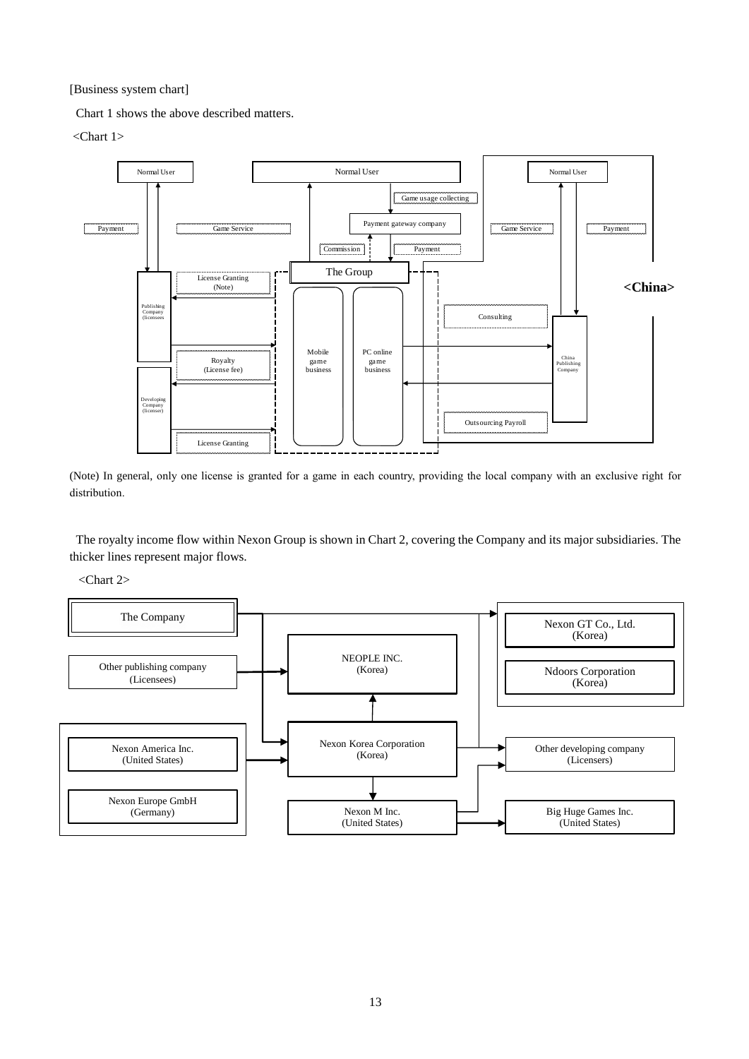[Business system chart]

Chart 1 shows the above described matters.

<Chart 1>

Normal User

Normal User

Normal User

Game usage collecting

Payment

Game Service

Payment gateway company

Game Service

Payment

Commission

Payment

The Group

License Granting (Note)

<China>

Publishing Company (licensees)

Consulting

Mobile game business

PC online game business

Royalty (License fee)

China Publishing Company

Developing Company (licenser)

Outsourcing Payroll

License Granting

(Note) In general, only one license is granted for a game in each country, providing the local company with an exclusive right for distribution.

The royalty income flow within Nexon Group is shown in Chart 2, covering the Company and its major subsidiaries. The thicker lines represent major flows.

<Chart 2>

The Company

Nexon GT Co., Ltd. (Korea)

NEOPLE INC. (Korea)

Other publishing company (Licensees)

Ndoors Corporation (Korea)

Nexon America Inc. (United States)

Nexon Korea Corporation (Korea)

Other developing company (Licensers)

Nexon Europe GmbH (Germany)

Nexon M Inc. (United States)

Big Huge Games Inc. (United States)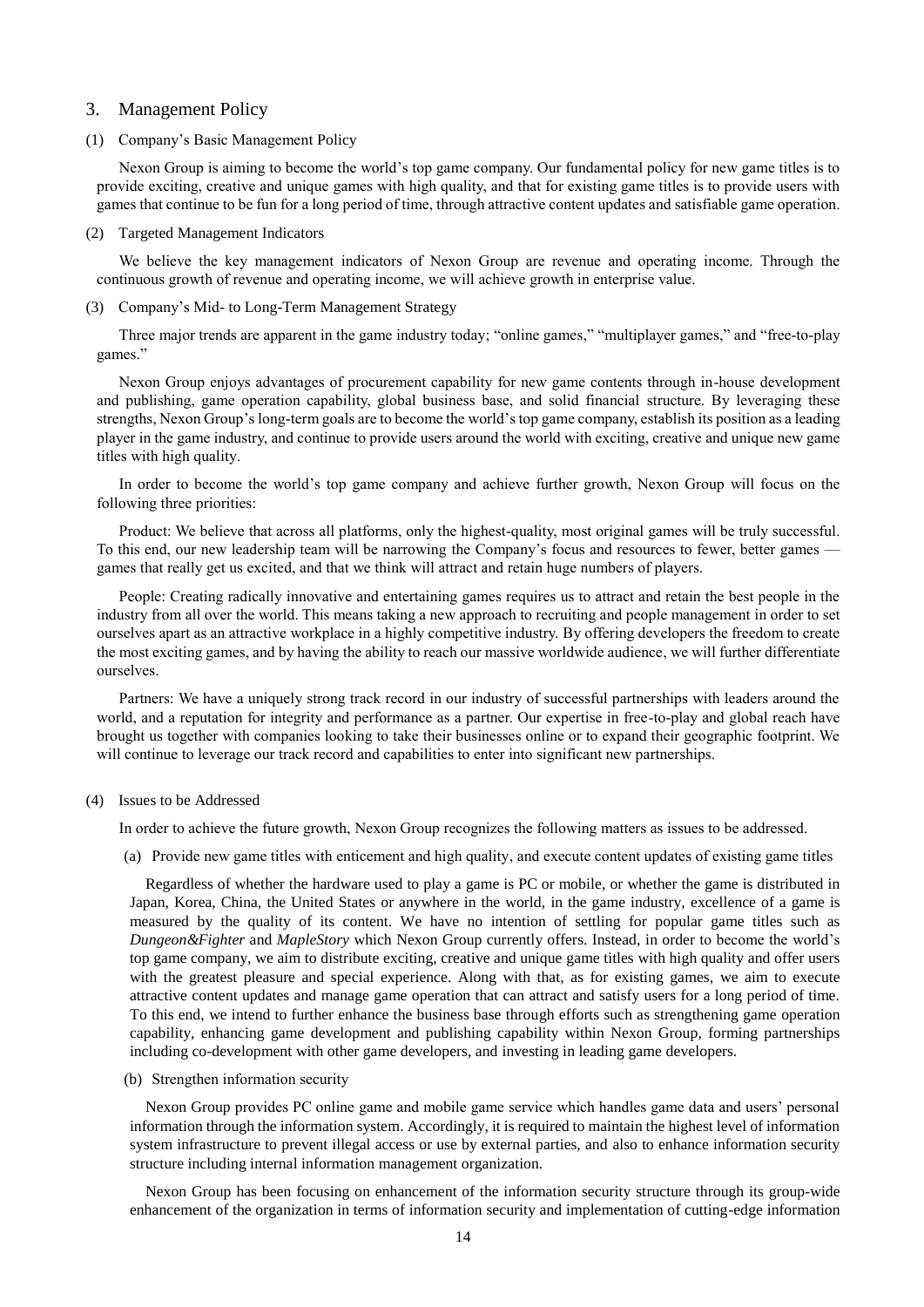## 3. Management Policy

### (1) Company's Basic Management Policy

Nexon Group is aiming to become the world's top game company. Our fundamental policy for new game titles is to provide exciting, creative and unique games with high quality, and that for existing game titles is to provide users with games that continue to be fun for a long period of time, through attractive content updates and satisfiable game operation.

### (2) Targeted Management Indicators

We believe the key management indicators of Nexon Group are revenue and operating income. Through the continuous growth of revenue and operating income, we will achieve growth in enterprise value.

### (3) Company's Mid- to Long-Term Management Strategy

Three major trends are apparent in the game industry today; "online games," "multiplayer games," and "free-to-play games."

Nexon Group enjoys advantages of procurement capability for new game contents through in-house development and publishing, game operation capability, global business base, and solid financial structure. By leveraging these strengths, Nexon Group's long-term goals are to become the world's top game company, establish its position as a leading player in the game industry, and continue to provide users around the world with exciting, creative and unique new game titles with high quality.

In order to become the world's top game company and achieve further growth, Nexon Group will focus on the following three priorities:

Product: We believe that across all platforms, only the highest-quality, most original games will be truly successful. To this end, our new leadership team will be narrowing the Company's focus and resources to fewer, better games — games that really get us excited, and that we think will attract and retain huge numbers of players.

People: Creating radically innovative and entertaining games requires us to attract and retain the best people in the industry from all over the world. This means taking a new approach to recruiting and people management in order to set ourselves apart as an attractive workplace in a highly competitive industry. By offering developers the freedom to create the most exciting games, and by having the ability to reach our massive worldwide audience, we will further differentiate ourselves.

Partners: We have a uniquely strong track record in our industry of successful partnerships with leaders around the world, and a reputation for integrity and performance as a partner. Our expertise in free-to-play and global reach have brought us together with companies looking to take their businesses online or to expand their geographic footprint. We will continue to leverage our track record and capabilities to enter into significant new partnerships.

### (4) Issues to be Addressed

In order to achieve the future growth, Nexon Group recognizes the following matters as issues to be addressed.

(a) Provide new game titles with enticement and high quality, and execute content updates of existing game titles

Regardless of whether the hardware used to play a game is PC or mobile, or whether the game is distributed in Japan, Korea, China, the United States or anywhere in the world, in the game industry, excellence of a game is measured by the quality of its content. We have no intention of settling for popular game titles such as *Dungeon&Fighter* and *MapleStory* which Nexon Group currently offers. Instead, in order to become the world's top game company, we aim to distribute exciting, creative and unique game titles with high quality and offer users with the greatest pleasure and special experience. Along with that, as for existing games, we aim to execute attractive content updates and manage game operation that can attract and satisfy users for a long period of time. To this end, we intend to further enhance the business base through efforts such as strengthening game operation capability, enhancing game development and publishing capability within Nexon Group, forming partnerships including co-development with other game developers, and investing in leading game developers.

(b) Strengthen information security

Nexon Group provides PC online game and mobile game service which handles game data and users' personal information through the information system. Accordingly, it is required to maintain the highest level of information system infrastructure to prevent illegal access or use by external parties, and also to enhance information security structure including internal information management organization.

Nexon Group has been focusing on enhancement of the information security structure through its group-wide enhancement of the organization in terms of information security and implementation of cutting-edge information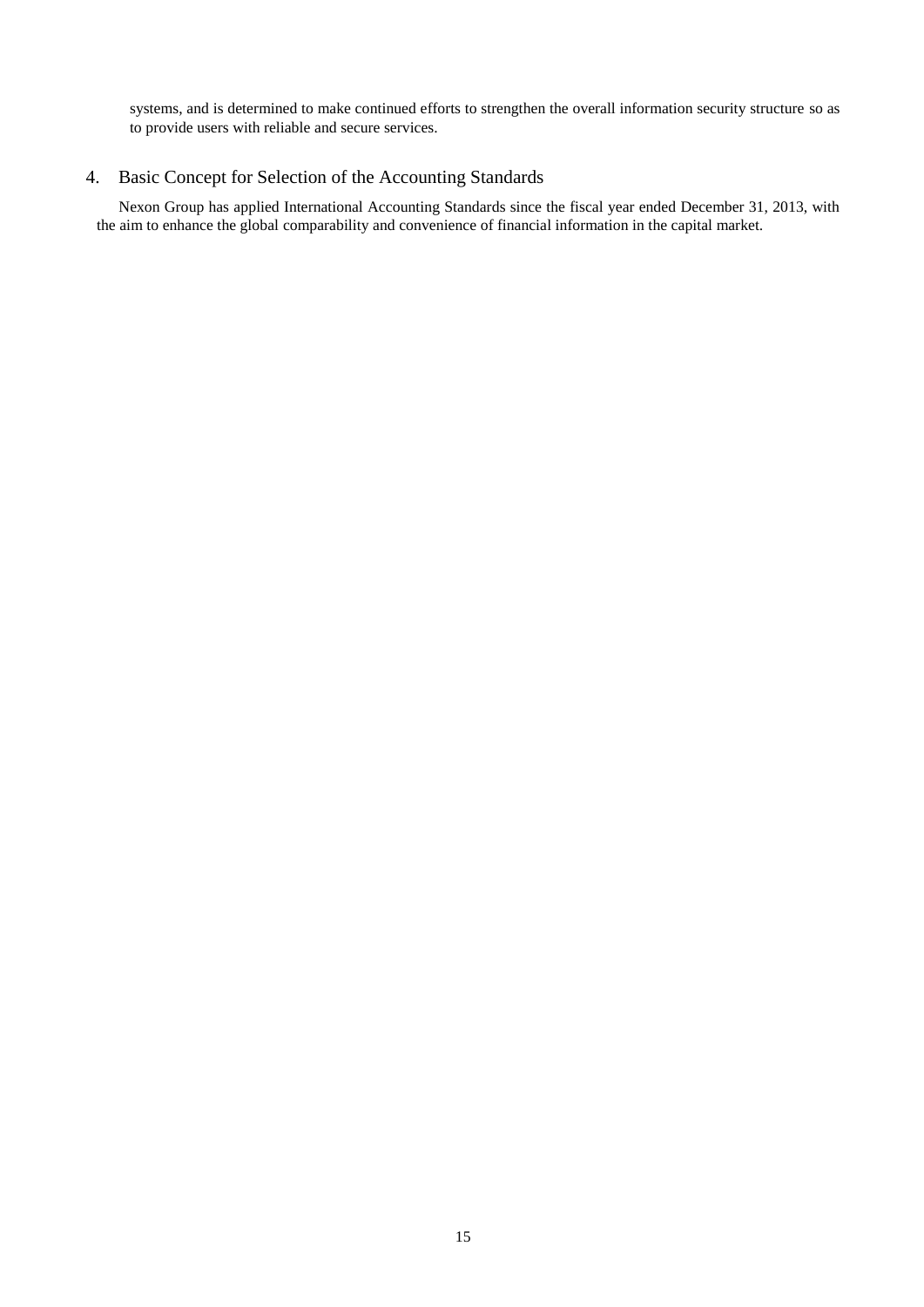systems, and is determined to make continued efforts to strengthen the overall information security structure so as to provide users with reliable and secure services.

## 4. Basic Concept for Selection of the Accounting Standards

Nexon Group has applied International Accounting Standards since the fiscal year ended December 31, 2013, with the aim to enhance the global comparability and convenience of financial information in the capital market.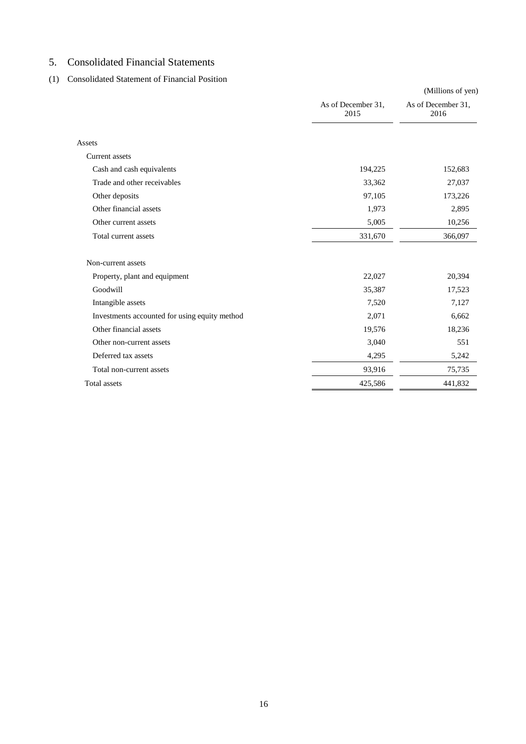# 5. Consolidated Financial Statements

## (1) Consolidated Statement of Financial Position

(Millions of yen)

| | As of December 31, 2015 | As of December 31, 2016 |
|---|---|---|
| Assets | | |
| Current assets | | |
| Cash and cash equivalents | 194,225 | 152,683 |
| Trade and other receivables | 33,362 | 27,037 |
| Other deposits | 97,105 | 173,226 |
| Other financial assets | 1,973 | 2,895 |
| Other current assets | 5,005 | 10,256 |
| Total current assets | 331,670 | 366,097 |
| Non-current assets | | |
| Property, plant and equipment | 22,027 | 20,394 |
| Goodwill | 35,387 | 17,523 |
| Intangible assets | 7,520 | 7,127 |
| Investments accounted for using equity method | 2,071 | 6,662 |
| Other financial assets | 19,576 | 18,236 |
| Other non-current assets | 3,040 | 551 |
| Deferred tax assets | 4,295 | 5,242 |
| Total non-current assets | 93,916 | 75,735 |
| Total assets | 425,586 | 441,832 |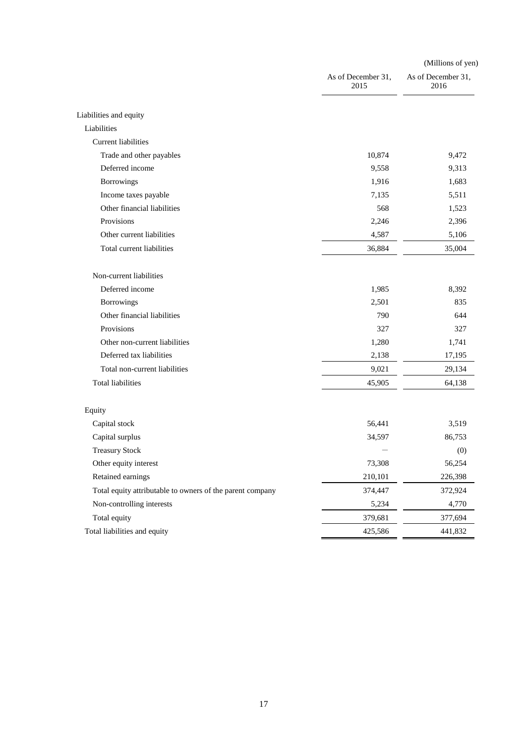(Millions of yen)

| | As of December 31, 2015 | As of December 31, 2016 |
|---|---|---|
| Liabilities and equity | | |
| Liabilities | | |
| Current liabilities | | |
| Trade and other payables | 10,874 | 9,472 |
| Deferred income | 9,558 | 9,313 |
| Borrowings | 1,916 | 1,683 |
| Income taxes payable | 7,135 | 5,511 |
| Other financial liabilities | 568 | 1,523 |
| Provisions | 2,246 | 2,396 |
| Other current liabilities | 4,587 | 5,106 |
| Total current liabilities | 36,884 | 35,004 |
| Non-current liabilities | | |
| Deferred income | 1,985 | 8,392 |
| Borrowings | 2,501 | 835 |
| Other financial liabilities | 790 | 644 |
| Provisions | 327 | 327 |
| Other non-current liabilities | 1,280 | 1,741 |
| Deferred tax liabilities | 2,138 | 17,195 |
| Total non-current liabilities | 9,021 | 29,134 |
| Total liabilities | 45,905 | 64,138 |
| Equity | | |
| Capital stock | 56,441 | 3,519 |
| Capital surplus | 34,597 | 86,753 |
| Treasury Stock | — | (0) |
| Other equity interest | 73,308 | 56,254 |
| Retained earnings | 210,101 | 226,398 |
| Total equity attributable to owners of the parent company | 374,447 | 372,924 |
| Non-controlling interests | 5,234 | 4,770 |
| Total equity | 379,681 | 377,694 |
| Total liabilities and equity | 425,586 | 441,832 |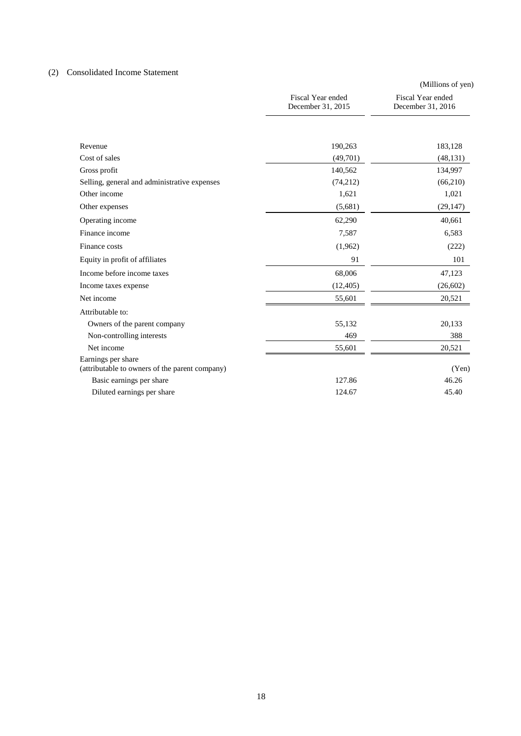## (2) Consolidated Income Statement

(Millions of yen)

| | Fiscal Year ended December 31, 2015 | Fiscal Year ended December 31, 2016 |
|---|---|---|
| Revenue | 190,263 | 183,128 |
| Cost of sales | (49,701) | (48,131) |
| Gross profit | 140,562 | 134,997 |
| Selling, general and administrative expenses | (74,212) | (66,210) |
| Other income | 1,621 | 1,021 |
| Other expenses | (5,681) | (29,147) |
| Operating income | 62,290 | 40,661 |
| Finance income | 7,587 | 6,583 |
| Finance costs | (1,962) | (222) |
| Equity in profit of affiliates | 91 | 101 |
| Income before income taxes | 68,006 | 47,123 |
| Income taxes expense | (12,405) | (26,602) |
| Net income | 55,601 | 20,521 |
| Attributable to: | | |
| Owners of the parent company | 55,132 | 20,133 |
| Non-controlling interests | 469 | 388 |
| Net income | 55,601 | 20,521 |
| Earnings per share (attributable to owners of the parent company) | | (Yen) |
| Basic earnings per share | 127.86 | 46.26 |
| Diluted earnings per share | 124.67 | 45.40 |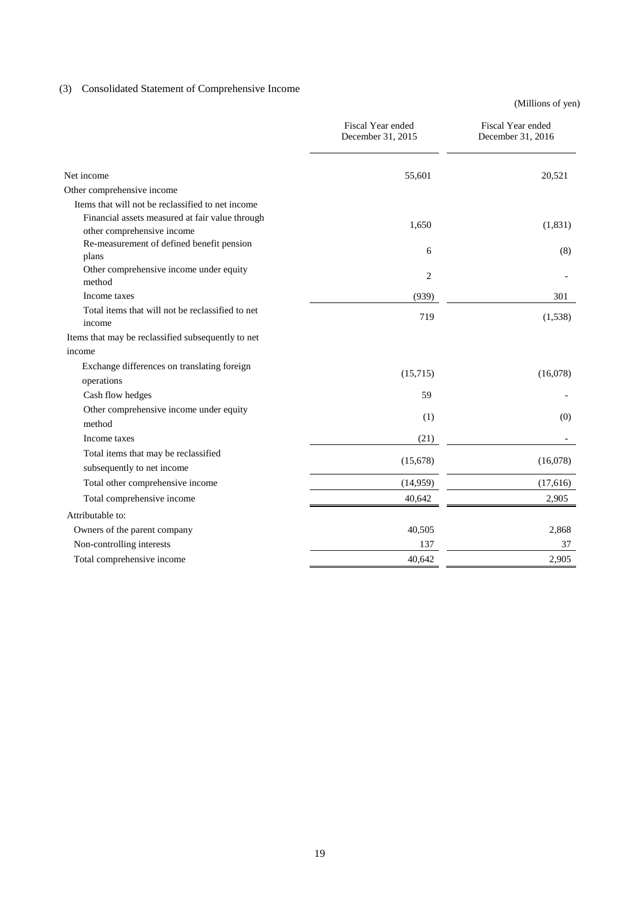### (3) Consolidated Statement of Comprehensive Income

(Millions of yen)

| | Fiscal Year ended December 31, 2015 | Fiscal Year ended December 31, 2016 |
|---|---|---|
| Net income | 55,601 | 20,521 |
| Other comprehensive income | | |
| Items that will not be reclassified to net income | | |
| Financial assets measured at fair value through other comprehensive income | 1,650 | (1,831) |
| Re-measurement of defined benefit pension plans | 6 | (8) |
| Other comprehensive income under equity method | 2 | - |
| Income taxes | (939) | 301 |
| Total items that will not be reclassified to net income | 719 | (1,538) |
| Items that may be reclassified subsequently to net income | | |
| Exchange differences on translating foreign operations | (15,715) | (16,078) |
| Cash flow hedges | 59 | - |
| Other comprehensive income under equity method | (1) | (0) |
| Income taxes | (21) | - |
| Total items that may be reclassified subsequently to net income | (15,678) | (16,078) |
| Total other comprehensive income | (14,959) | (17,616) |
| Total comprehensive income | 40,642 | 2,905 |
| Attributable to: | | |
| Owners of the parent company | 40,505 | 2,868 |
| Non-controlling interests | 137 | 37 |
| Total comprehensive income | 40,642 | 2,905 |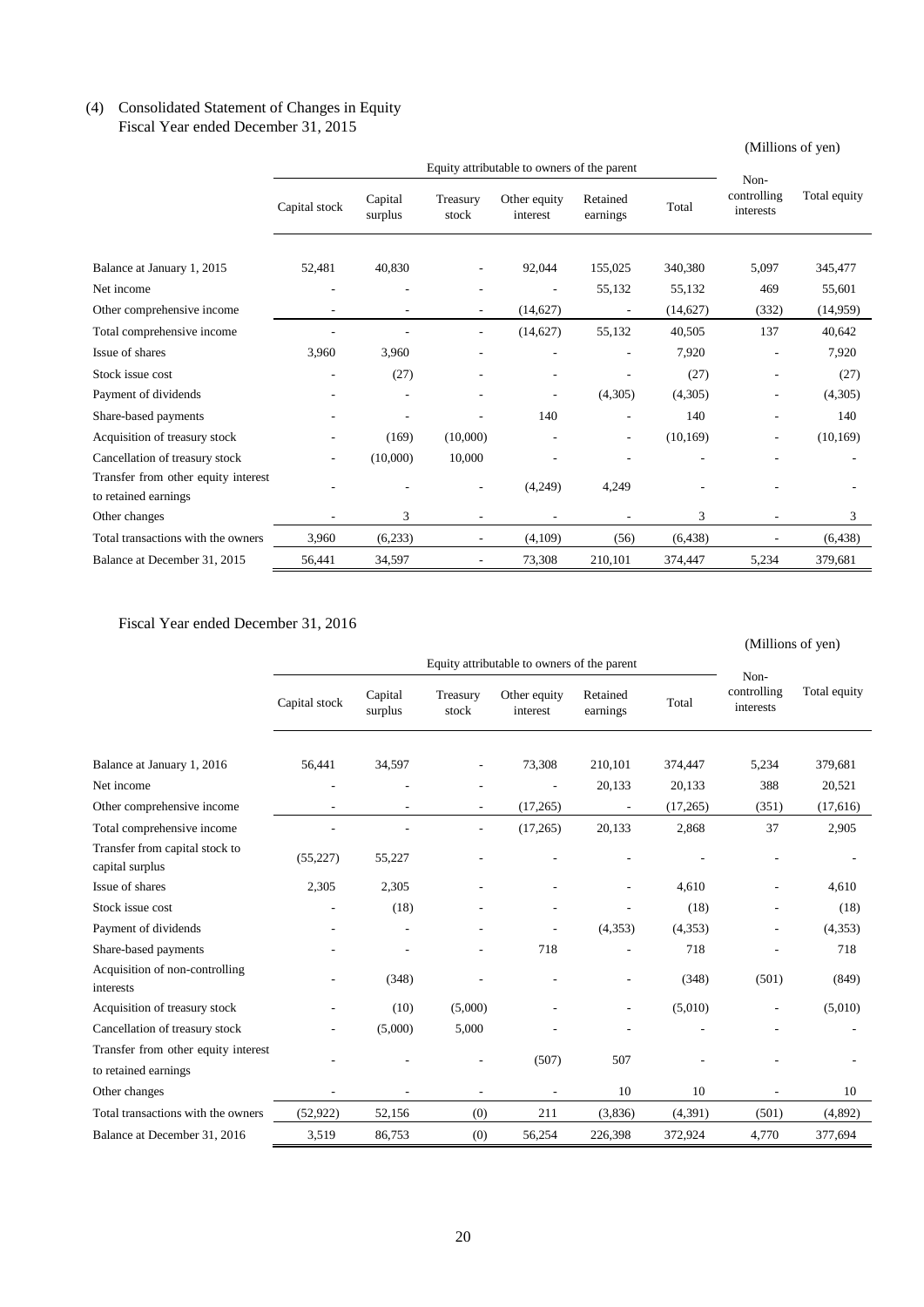(4) Consolidated Statement of Changes in Equity
Fiscal Year ended December 31, 2015

(Millions of yen)

| | Equity attributable to owners of the parent | | | | | | Non-controlling interests | Total equity |
|---|---|---|---|---|---|---|---|---|
| | Capital stock | Capital surplus | Treasury stock | Other equity interest | Retained earnings | Total | | |
| Balance at January 1, 2015 | 52,481 | 40,830 | - | 92,044 | 155,025 | 340,380 | 5,097 | 345,477 |
| Net income | - | - | - | - | 55,132 | 55,132 | 469 | 55,601 |
| Other comprehensive income | - | - | - | (14,627) | - | (14,627) | (332) | (14,959) |
| Total comprehensive income | - | - | - | (14,627) | 55,132 | 40,505 | 137 | 40,642 |
| Issue of shares | 3,960 | 3,960 | - | - | - | 7,920 | - | 7,920 |
| Stock issue cost | - | (27) | - | - | - | (27) | - | (27) |
| Payment of dividends | - | - | - | - | (4,305) | (4,305) | - | (4,305) |
| Share-based payments | - | - | - | 140 | - | 140 | - | 140 |
| Acquisition of treasury stock | - | (169) | (10,000) | - | - | (10,169) | - | (10,169) |
| Cancellation of treasury stock | - | (10,000) | 10,000 | - | - | - | - | - |
| Transfer from other equity interest to retained earnings | - | - | - | (4,249) | 4,249 | - | - | - |
| Other changes | - | 3 | - | - | - | 3 | - | 3 |
| Total transactions with the owners | 3,960 | (6,233) | - | (4,109) | (56) | (6,438) | - | (6,438) |
| Balance at December 31, 2015 | 56,441 | 34,597 | - | 73,308 | 210,101 | 374,447 | 5,234 | 379,681 |

Fiscal Year ended December 31, 2016

(Millions of yen)

| | Equity attributable to owners of the parent | | | | | | Non-controlling interests | Total equity |
|---|---|---|---|---|---|---|---|---|
| | Capital stock | Capital surplus | Treasury stock | Other equity interest | Retained earnings | Total | | |
| Balance at January 1, 2016 | 56,441 | 34,597 | - | 73,308 | 210,101 | 374,447 | 5,234 | 379,681 |
| Net income | - | - | - | - | 20,133 | 20,133 | 388 | 20,521 |
| Other comprehensive income | - | - | - | (17,265) | - | (17,265) | (351) | (17,616) |
| Total comprehensive income | - | - | - | (17,265) | 20,133 | 2,868 | 37 | 2,905 |
| Transfer from capital stock to capital surplus | (55,227) | 55,227 | - | - | - | - | - | - |
| Issue of shares | 2,305 | 2,305 | - | - | - | 4,610 | - | 4,610 |
| Stock issue cost | - | (18) | - | - | - | (18) | - | (18) |
| Payment of dividends | - | - | - | - | (4,353) | (4,353) | - | (4,353) |
| Share-based payments | - | - | - | 718 | - | 718 | - | 718 |
| Acquisition of non-controlling interests | - | (348) | - | - | - | (348) | (501) | (849) |
| Acquisition of treasury stock | - | (10) | (5,000) | - | - | (5,010) | - | (5,010) |
| Cancellation of treasury stock | - | (5,000) | 5,000 | - | - | - | - | - |
| Transfer from other equity interest to retained earnings | - | - | - | (507) | 507 | - | - | - |
| Other changes | - | - | - | - | 10 | 10 | - | 10 |
| Total transactions with the owners | (52,922) | 52,156 | (0) | 211 | (3,836) | (4,391) | (501) | (4,892) |
| Balance at December 31, 2016 | 3,519 | 86,753 | (0) | 56,254 | 226,398 | 372,924 | 4,770 | 377,694 |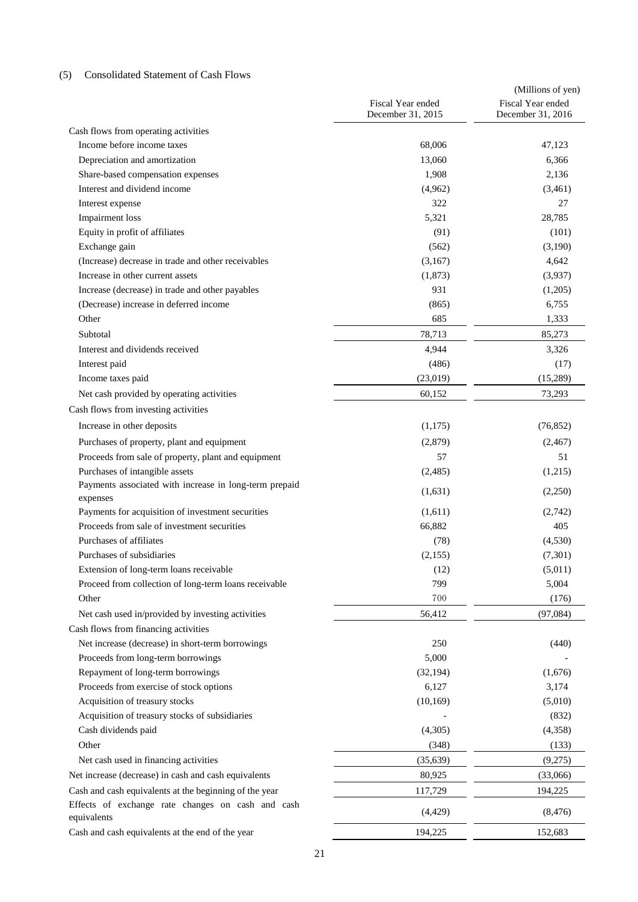## (5) Consolidated Statement of Cash Flows

(Millions of yen)

| | Fiscal Year ended December 31, 2015 | Fiscal Year ended December 31, 2016 |
|---|---|---|
| Cash flows from operating activities | | |
| Income before income taxes | 68,006 | 47,123 |
| Depreciation and amortization | 13,060 | 6,366 |
| Share-based compensation expenses | 1,908 | 2,136 |
| Interest and dividend income | (4,962) | (3,461) |
| Interest expense | 322 | 27 |
| Impairment loss | 5,321 | 28,785 |
| Equity in profit of affiliates | (91) | (101) |
| Exchange gain | (562) | (3,190) |
| (Increase) decrease in trade and other receivables | (3,167) | 4,642 |
| Increase in other current assets | (1,873) | (3,937) |
| Increase (decrease) in trade and other payables | 931 | (1,205) |
| (Decrease) increase in deferred income | (865) | 6,755 |
| Other | 685 | 1,333 |
| Subtotal | 78,713 | 85,273 |
| Interest and dividends received | 4,944 | 3,326 |
| Interest paid | (486) | (17) |
| Income taxes paid | (23,019) | (15,289) |
| Net cash provided by operating activities | 60,152 | 73,293 |
| Cash flows from investing activities | | |
| Increase in other deposits | (1,175) | (76,852) |
| Purchases of property, plant and equipment | (2,879) | (2,467) |
| Proceeds from sale of property, plant and equipment | 57 | 51 |
| Purchases of intangible assets | (2,485) | (1,215) |
| Payments associated with increase in long-term prepaid expenses | (1,631) | (2,250) |
| Payments for acquisition of investment securities | (1,611) | (2,742) |
| Proceeds from sale of investment securities | 66,882 | 405 |
| Purchases of affiliates | (78) | (4,530) |
| Purchases of subsidiaries | (2,155) | (7,301) |
| Extension of long-term loans receivable | (12) | (5,011) |
| Proceed from collection of long-term loans receivable | 799 | 5,004 |
| Other | 700 | (176) |
| Net cash used in/provided by investing activities | 56,412 | (97,084) |
| Cash flows from financing activities | | |
| Net increase (decrease) in short-term borrowings | 250 | (440) |
| Proceeds from long-term borrowings | 5,000 | - |
| Repayment of long-term borrowings | (32,194) | (1,676) |
| Proceeds from exercise of stock options | 6,127 | 3,174 |
| Acquisition of treasury stocks | (10,169) | (5,010) |
| Acquisition of treasury stocks of subsidiaries | - | (832) |
| Cash dividends paid | (4,305) | (4,358) |
| Other | (348) | (133) |
| Net cash used in financing activities | (35,639) | (9,275) |
| Net increase (decrease) in cash and cash equivalents | 80,925 | (33,066) |
| Cash and cash equivalents at the beginning of the year | 117,729 | 194,225 |
| Effects of exchange rate changes on cash and cash equivalents | (4,429) | (8,476) |
| Cash and cash equivalents at the end of the year | 194,225 | 152,683 |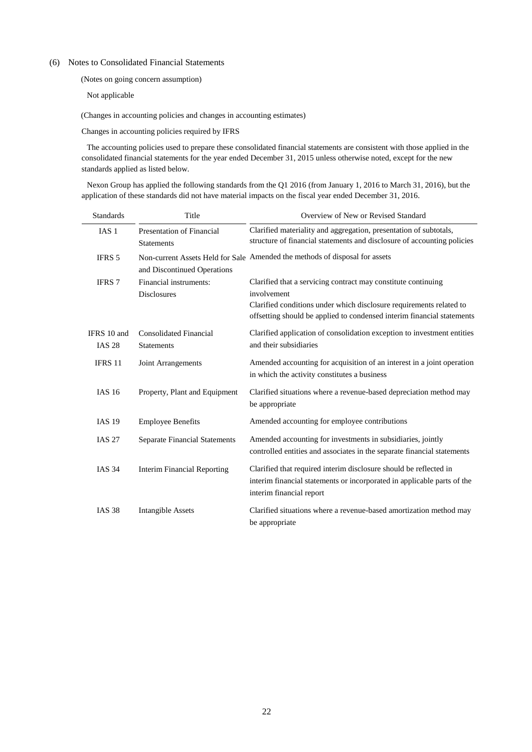## (6) Notes to Consolidated Financial Statements

(Notes on going concern assumption)

Not applicable

(Changes in accounting policies and changes in accounting estimates)

Changes in accounting policies required by IFRS

The accounting policies used to prepare these consolidated financial statements are consistent with those applied in the consolidated financial statements for the year ended December 31, 2015 unless otherwise noted, except for the new standards applied as listed below.

Nexon Group has applied the following standards from the Q1 2016 (from January 1, 2016 to March 31, 2016), but the application of these standards did not have material impacts on the fiscal year ended December 31, 2016.

| Standards | Title | Overview of New or Revised Standard |
|---|---|---|
| IAS 1 | Presentation of Financial Statements | Clarified materiality and aggregation, presentation of subtotals, structure of financial statements and disclosure of accounting policies |
| IFRS 5 | Non-current Assets Held for Sale and Discontinued Operations | Amended the methods of disposal for assets |
| IFRS 7 | Financial instruments: Disclosures | Clarified that a servicing contract may constitute continuing involvement<br>Clarified conditions under which disclosure requirements related to offsetting should be applied to condensed interim financial statements |
| IFRS 10 and IAS 28 | Consolidated Financial Statements | Clarified application of consolidation exception to investment entities and their subsidiaries |
| IFRS 11 | Joint Arrangements | Amended accounting for acquisition of an interest in a joint operation in which the activity constitutes a business |
| IAS 16 | Property, Plant and Equipment | Clarified situations where a revenue-based depreciation method may be appropriate |
| IAS 19 | Employee Benefits | Amended accounting for employee contributions |
| IAS 27 | Separate Financial Statements | Amended accounting for investments in subsidiaries, jointly controlled entities and associates in the separate financial statements |
| IAS 34 | Interim Financial Reporting | Clarified that required interim disclosure should be reflected in interim financial statements or incorporated in applicable parts of the interim financial report |
| IAS 38 | Intangible Assets | Clarified situations where a revenue-based amortization method may be appropriate |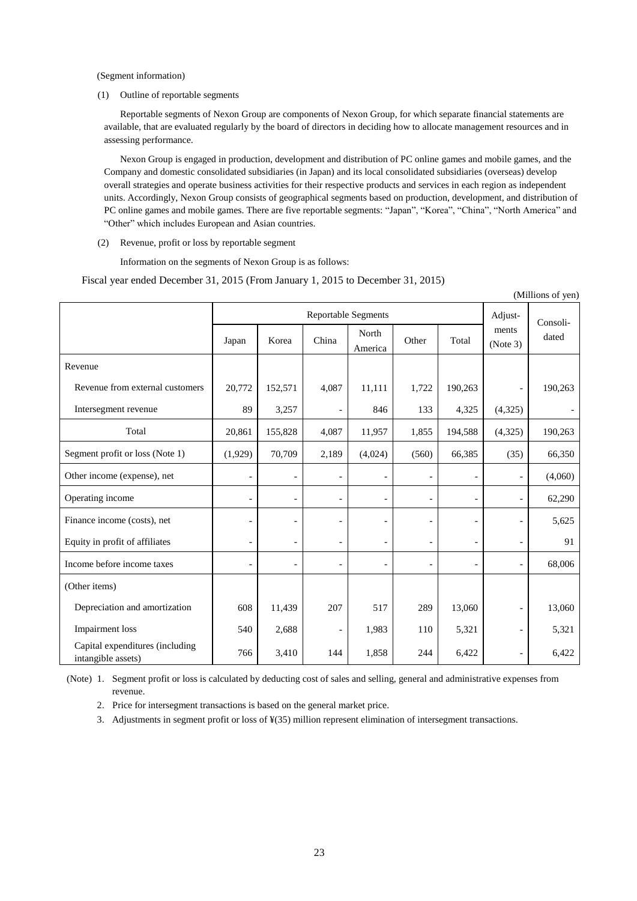(Segment information)

(1) Outline of reportable segments

Reportable segments of Nexon Group are components of Nexon Group, for which separate financial statements are available, that are evaluated regularly by the board of directors in deciding how to allocate management resources and in assessing performance.

Nexon Group is engaged in production, development and distribution of PC online games and mobile games, and the Company and domestic consolidated subsidiaries (in Japan) and its local consolidated subsidiaries (overseas) develop overall strategies and operate business activities for their respective products and services in each region as independent units. Accordingly, Nexon Group consists of geographical segments based on production, development, and distribution of PC online games and mobile games. There are five reportable segments: "Japan", "Korea", "China", "North America" and "Other" which includes European and Asian countries.

(2) Revenue, profit or loss by reportable segment

Information on the segments of Nexon Group is as follows:

Fiscal year ended December 31, 2015 (From January 1, 2015 to December 31, 2015)

(Millions of yen)

| | Reportable Segments | | | | | | Adjust-ments (Note 3) | Consoli-dated |
|---|---|---|---|---|---|---|---|---|
| | Japan | Korea | China | North America | Other | Total | | |
| Revenue | | | | | | | | |
| Revenue from external customers | 20,772 | 152,571 | 4,087 | 11,111 | 1,722 | 190,263 | - | 190,263 |
| Intersegment revenue | 89 | 3,257 | - | 846 | 133 | 4,325 | (4,325) | - |
| Total | 20,861 | 155,828 | 4,087 | 11,957 | 1,855 | 194,588 | (4,325) | 190,263 |
| Segment profit or loss (Note 1) | (1,929) | 70,709 | 2,189 | (4,024) | (560) | 66,385 | (35) | 66,350 |
| Other income (expense), net | - | - | - | - | - | - | - | (4,060) |
| Operating income | - | - | - | - | - | - | - | 62,290 |
| Finance income (costs), net | - | - | - | - | - | - | - | 5,625 |
| Equity in profit of affiliates | - | - | - | - | - | - | - | 91 |
| Income before income taxes | - | - | - | - | - | - | - | 68,006 |
| (Other items) | | | | | | | | |
| Depreciation and amortization | 608 | 11,439 | 207 | 517 | 289 | 13,060 | - | 13,060 |
| Impairment loss | 540 | 2,688 | - | 1,983 | 110 | 5,321 | - | 5,321 |
| Capital expenditures (including intangible assets) | 766 | 3,410 | 144 | 1,858 | 244 | 6,422 | - | 6,422 |

(Note) 1. Segment profit or loss is calculated by deducting cost of sales and selling, general and administrative expenses from revenue.

2. Price for intersegment transactions is based on the general market price.

3. Adjustments in segment profit or loss of ¥(35) million represent elimination of intersegment transactions.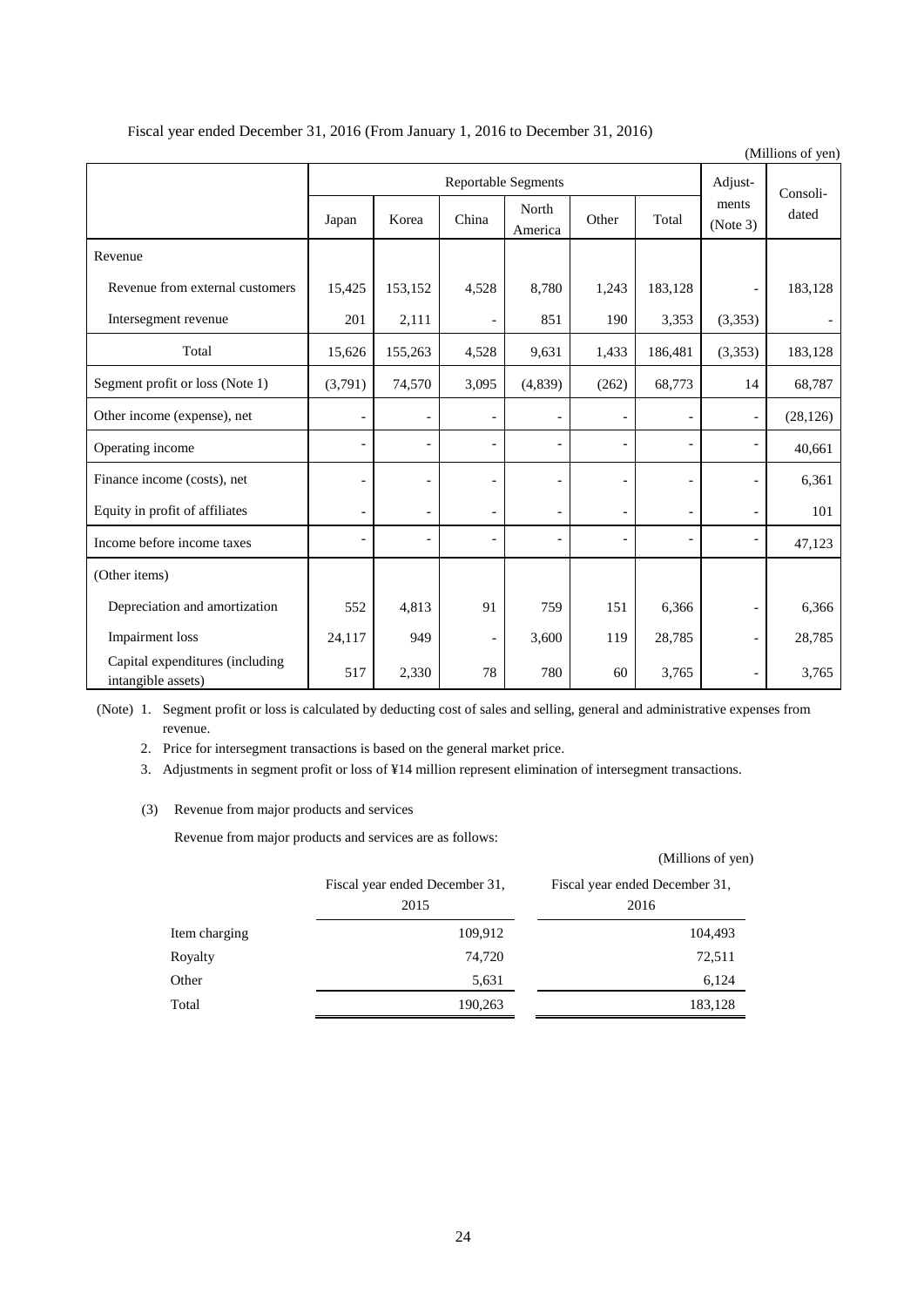Fiscal year ended December 31, 2016 (From January 1, 2016 to December 31, 2016)

(Millions of yen)

| | Reportable Segments | | | | | | Adjust-ments (Note 3) | Consoli-dated |
|---|---|---|---|---|---|---|---|---|
| | Japan | Korea | China | North America | Other | Total | | |
| Revenue | | | | | | | | |
| Revenue from external customers | 15,425 | 153,152 | 4,528 | 8,780 | 1,243 | 183,128 | - | 183,128 |
| Intersegment revenue | 201 | 2,111 | - | 851 | 190 | 3,353 | (3,353) | - |
| Total | 15,626 | 155,263 | 4,528 | 9,631 | 1,433 | 186,481 | (3,353) | 183,128 |
| Segment profit or loss (Note 1) | (3,791) | 74,570 | 3,095 | (4,839) | (262) | 68,773 | 14 | 68,787 |
| Other income (expense), net | - | - | - | - | - | - | - | (28,126) |
| Operating income | - | - | - | - | - | - | - | 40,661 |
| Finance income (costs), net | - | - | - | - | - | - | - | 6,361 |
| Equity in profit of affiliates | - | - | - | - | - | - | - | 101 |
| Income before income taxes | - | - | - | - | - | - | - | 47,123 |
| (Other items) | | | | | | | | |
| Depreciation and amortization | 552 | 4,813 | 91 | 759 | 151 | 6,366 | - | 6,366 |
| Impairment loss | 24,117 | 949 | - | 3,600 | 119 | 28,785 | - | 28,785 |
| Capital expenditures (including intangible assets) | 517 | 2,330 | 78 | 780 | 60 | 3,765 | - | 3,765 |

(Note) 1. Segment profit or loss is calculated by deducting cost of sales and selling, general and administrative expenses from revenue.

2. Price for intersegment transactions is based on the general market price.

3. Adjustments in segment profit or loss of ¥14 million represent elimination of intersegment transactions.

(3) Revenue from major products and services

Revenue from major products and services are as follows:

(Millions of yen)

| | Fiscal year ended December 31, 2015 | Fiscal year ended December 31, 2016 |
|---|---|---|
| Item charging | 109,912 | 104,493 |
| Royalty | 74,720 | 72,511 |
| Other | 5,631 | 6,124 |
| Total | 190,263 | 183,128 |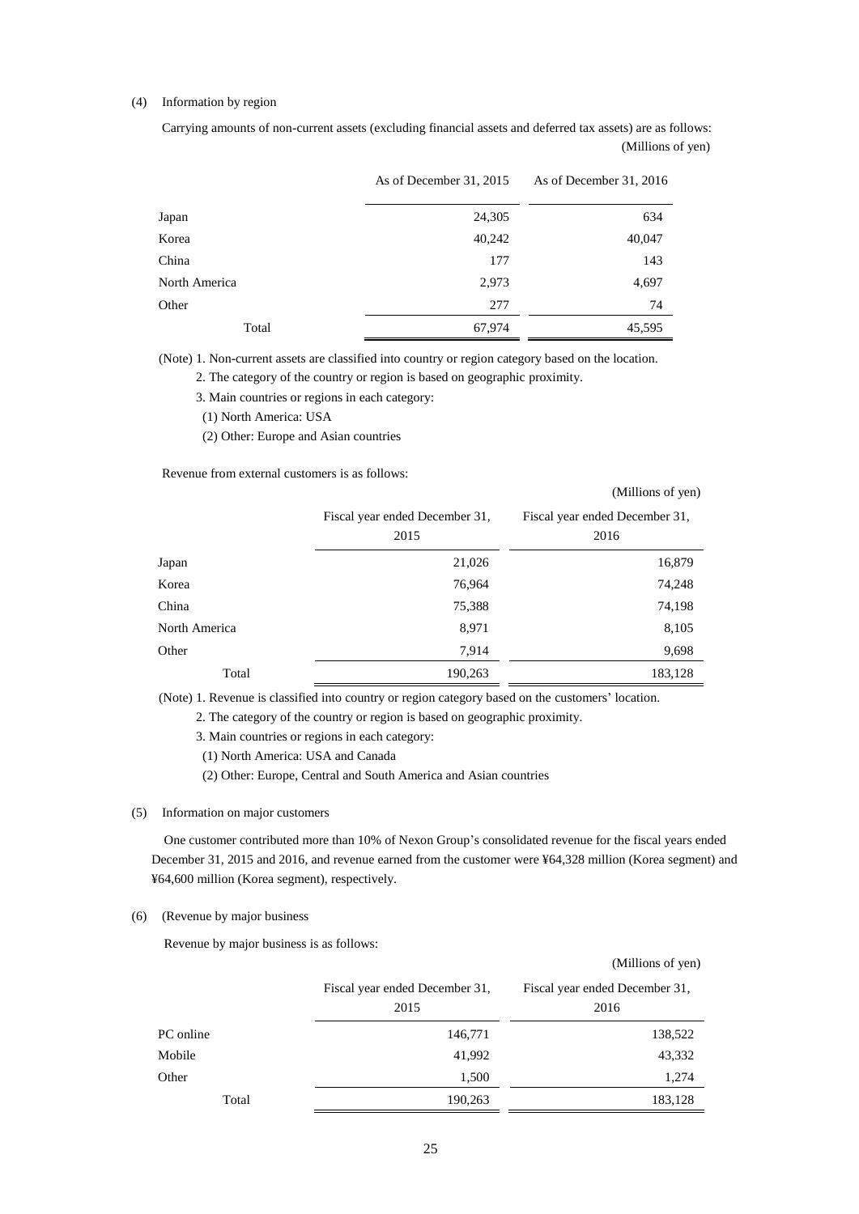(4) Information by region

Carrying amounts of non-current assets (excluding financial assets and deferred tax assets) are as follows:

(Millions of yen)

| | As of December 31, 2015 | As of December 31, 2016 |
|---|---|---|
| Japan | 24,305 | 634 |
| Korea | 40,242 | 40,047 |
| China | 177 | 143 |
| North America | 2,973 | 4,697 |
| Other | 277 | 74 |
| Total | 67,974 | 45,595 |

(Note) 1. Non-current assets are classified into country or region category based on the location.

2. The category of the country or region is based on geographic proximity.

3. Main countries or regions in each category:

(1) North America: USA

(2) Other: Europe and Asian countries

Revenue from external customers is as follows:

(Millions of yen)

| | Fiscal year ended December 31, 2015 | Fiscal year ended December 31, 2016 |
|---|---|---|
| Japan | 21,026 | 16,879 |
| Korea | 76,964 | 74,248 |
| China | 75,388 | 74,198 |
| North America | 8,971 | 8,105 |
| Other | 7,914 | 9,698 |
| Total | 190,263 | 183,128 |

(Note) 1. Revenue is classified into country or region category based on the customers' location.

2. The category of the country or region is based on geographic proximity.

3. Main countries or regions in each category:

(1) North America: USA and Canada

(2) Other: Europe, Central and South America and Asian countries

(5) Information on major customers

One customer contributed more than 10% of Nexon Group's consolidated revenue for the fiscal years ended December 31, 2015 and 2016, and revenue earned from the customer were ¥64,328 million (Korea segment) and ¥64,600 million (Korea segment), respectively.

(6) (Revenue by major business

Revenue by major business is as follows:

(Millions of yen)

| | Fiscal year ended December 31, 2015 | Fiscal year ended December 31, 2016 |
|---|---|---|
| PC online | 146,771 | 138,522 |
| Mobile | 41,992 | 43,332 |
| Other | 1,500 | 1,274 |
| Total | 190,263 | 183,128 |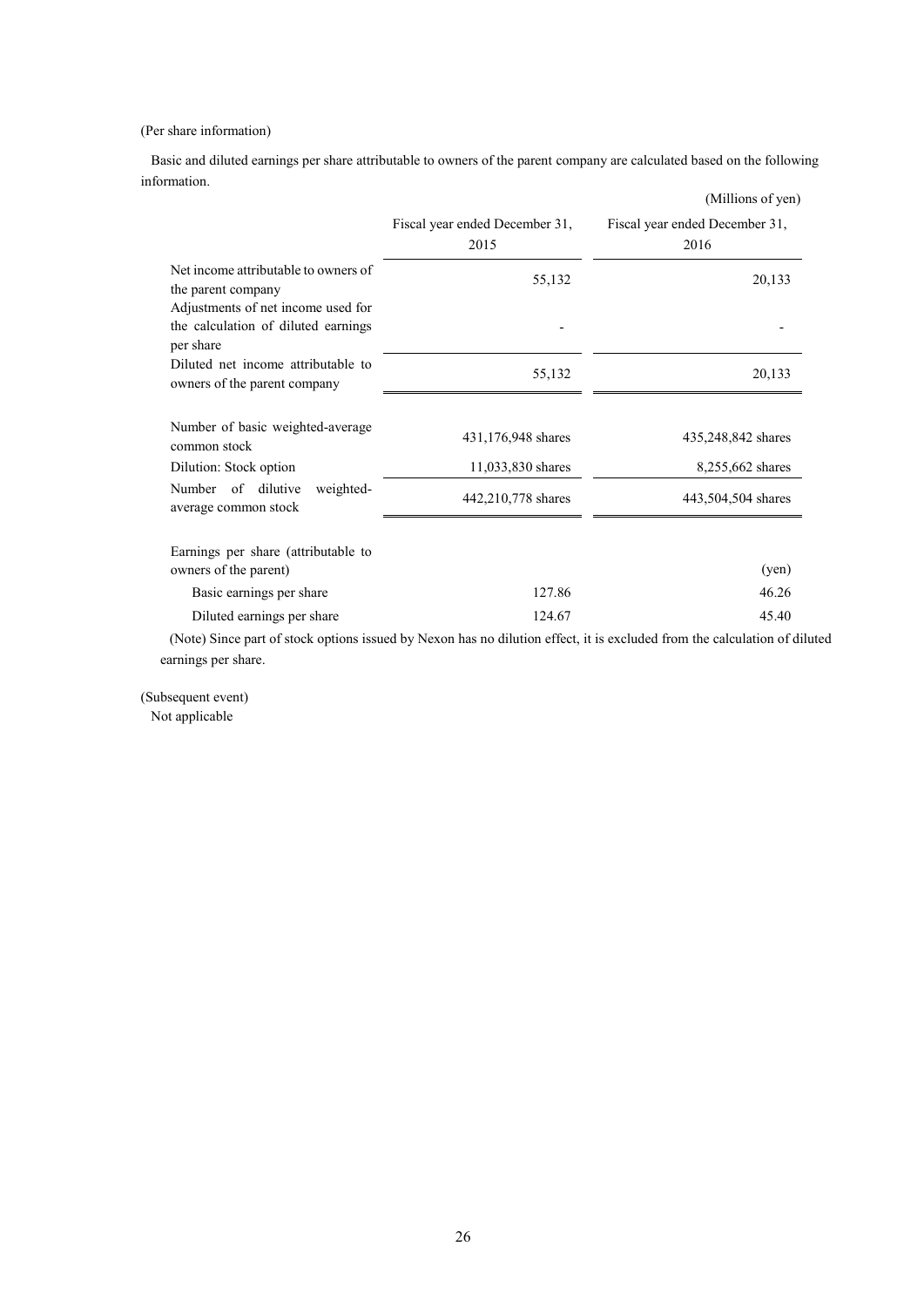(Per share information)

Basic and diluted earnings per share attributable to owners of the parent company are calculated based on the following information.

(Millions of yen)

| | Fiscal year ended December 31, 2015 | Fiscal year ended December 31, 2016 |
|---|---|---|
| Net income attributable to owners of the parent company | 55,132 | 20,133 |
| Adjustments of net income used for the calculation of diluted earnings per share | - | - |
| Diluted net income attributable to owners of the parent company | 55,132 | 20,133 |
| Number of basic weighted-average common stock | 431,176,948 shares | 435,248,842 shares |
| Dilution: Stock option | 11,033,830 shares | 8,255,662 shares |
| Number of dilutive weighted-average common stock | 442,210,778 shares | 443,504,504 shares |
| Earnings per share (attributable to owners of the parent) | | (yen) |
| Basic earnings per share | 127.86 | 46.26 |
| Diluted earnings per share | 124.67 | 45.40 |

(Note) Since part of stock options issued by Nexon has no dilution effect, it is excluded from the calculation of diluted earnings per share.

(Subsequent event)

Not applicable